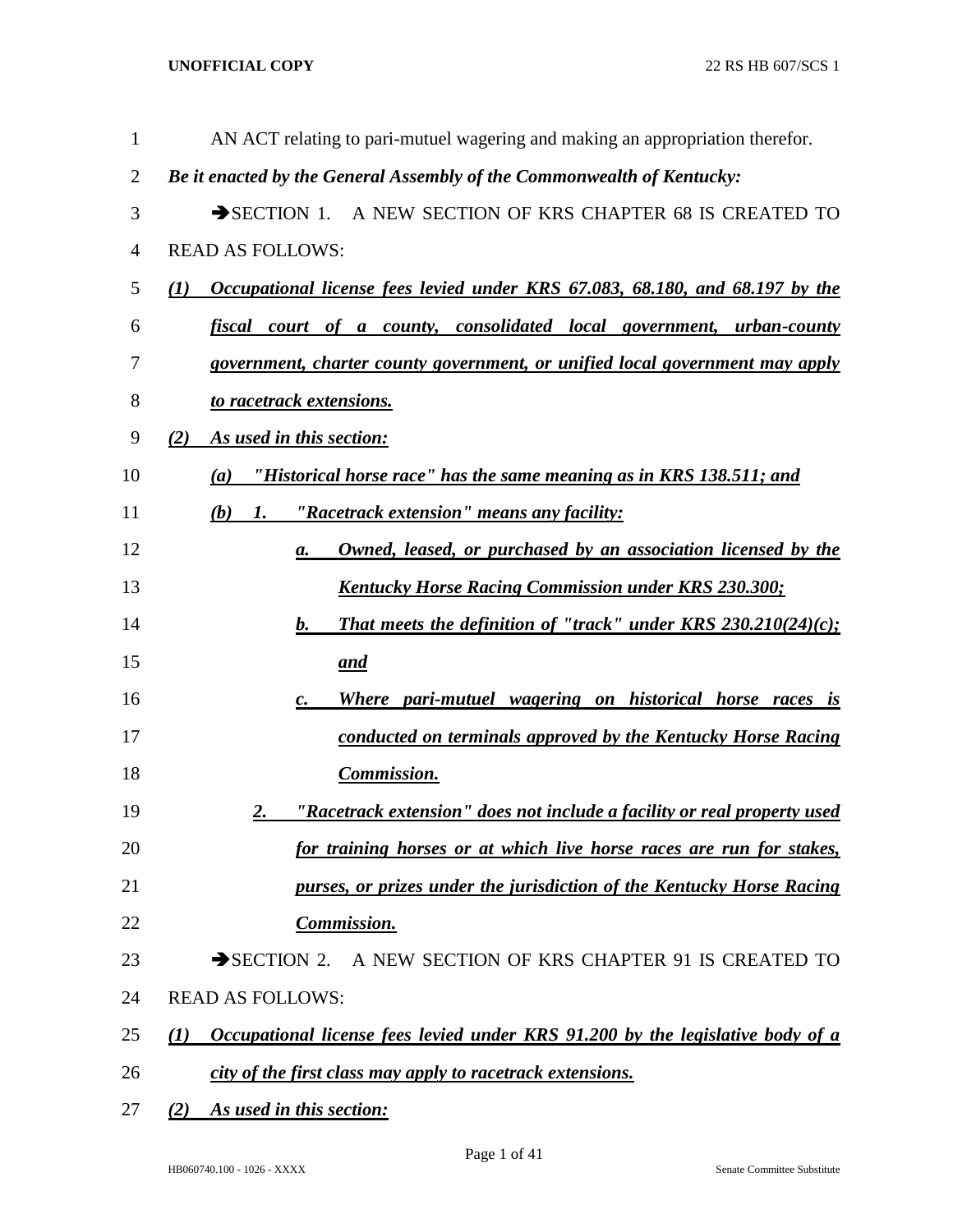AN ACT relating to pari-mutuel wagering and making an appropriation therefor.

***Be it enacted by the General Assembly of the Commonwealth of Kentucky:***

→SECTION 1. A NEW SECTION OF KRS CHAPTER 68 IS CREATED TO READ AS FOLLOWS:

***(1) Occupational license fees levied under KRS 67.083, 68.180, and 68.197 by the fiscal court of a county, consolidated local government, urban-county government, charter county government, or unified local government may apply to racetrack extensions.***

***(2) As used in this section:***

***(a) "Historical horse race" has the same meaning as in KRS 138.511; and***

***(b) 1. "Racetrack extension" means any facility:***

***a. Owned, leased, or purchased by an association licensed by the Kentucky Horse Racing Commission under KRS 230.300;***

***b. That meets the definition of "track" under KRS 230.210(24)(c); and***

***c. Where pari-mutuel wagering on historical horse races is conducted on terminals approved by the Kentucky Horse Racing Commission.***

***2. "Racetrack extension" does not include a facility or real property used for training horses or at which live horse races are run for stakes, purses, or prizes under the jurisdiction of the Kentucky Horse Racing Commission.***

→SECTION 2. A NEW SECTION OF KRS CHAPTER 91 IS CREATED TO READ AS FOLLOWS:

***(1) Occupational license fees levied under KRS 91.200 by the legislative body of a city of the first class may apply to racetrack extensions.***

***(2) As used in this section:***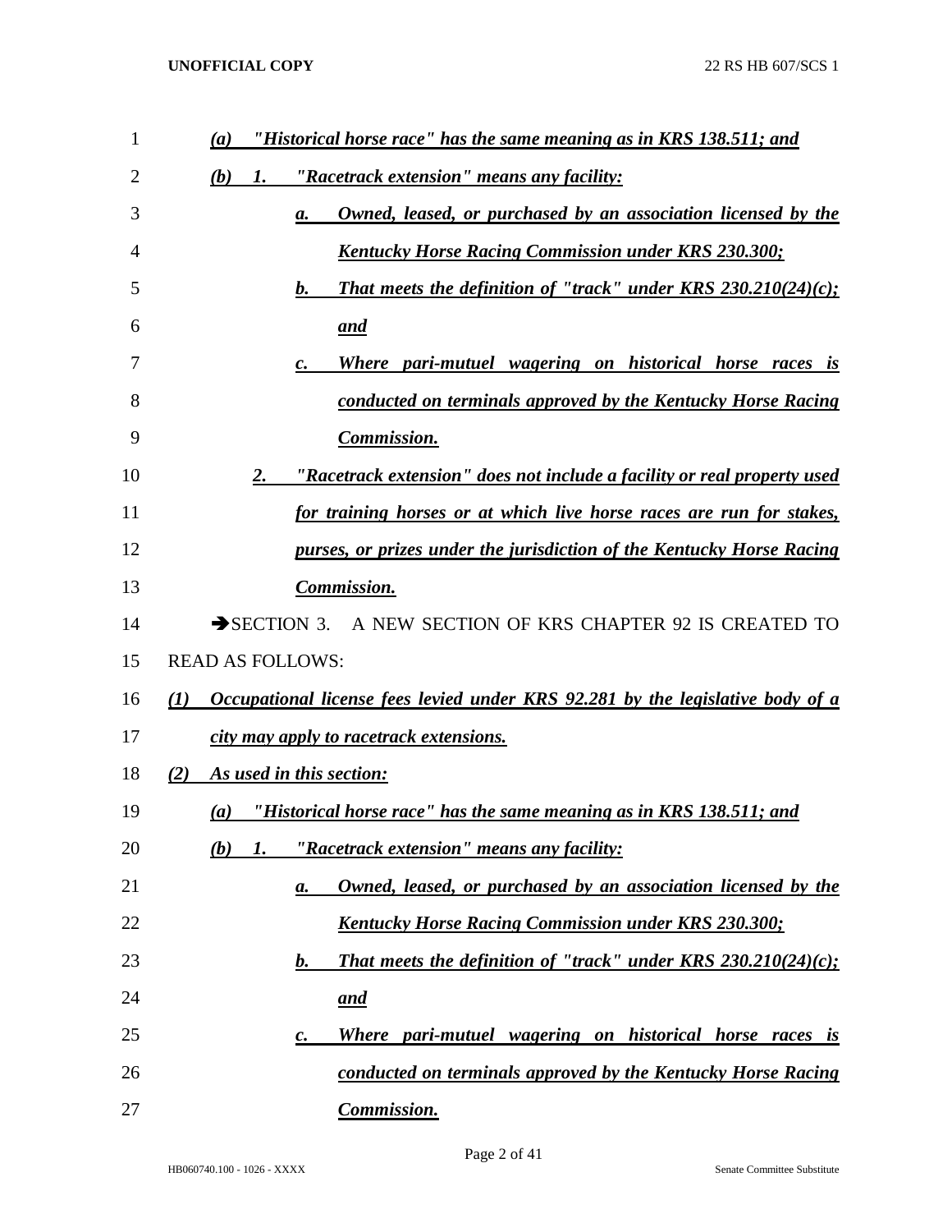*(a) "Historical horse race" has the same meaning as in KRS 138.511; and*

*(b) 1. "Racetrack extension" means any facility:*

*a. Owned, leased, or purchased by an association licensed by the Kentucky Horse Racing Commission under KRS 230.300;*

*b. That meets the definition of "track" under KRS 230.210(24)(c); and*

*c. Where pari-mutuel wagering on historical horse races is conducted on terminals approved by the Kentucky Horse Racing Commission.*

*2. "Racetrack extension" does not include a facility or real property used for training horses or at which live horse races are run for stakes, purses, or prizes under the jurisdiction of the Kentucky Horse Racing Commission.*

➔SECTION 3. A NEW SECTION OF KRS CHAPTER 92 IS CREATED TO READ AS FOLLOWS:

*(1) Occupational license fees levied under KRS 92.281 by the legislative body of a city may apply to racetrack extensions.*

*(2) As used in this section:*

*(a) "Historical horse race" has the same meaning as in KRS 138.511; and*

*(b) 1. "Racetrack extension" means any facility:*

*a. Owned, leased, or purchased by an association licensed by the Kentucky Horse Racing Commission under KRS 230.300;*

*b. That meets the definition of "track" under KRS 230.210(24)(c); and*

*c. Where pari-mutuel wagering on historical horse races is conducted on terminals approved by the Kentucky Horse Racing Commission.*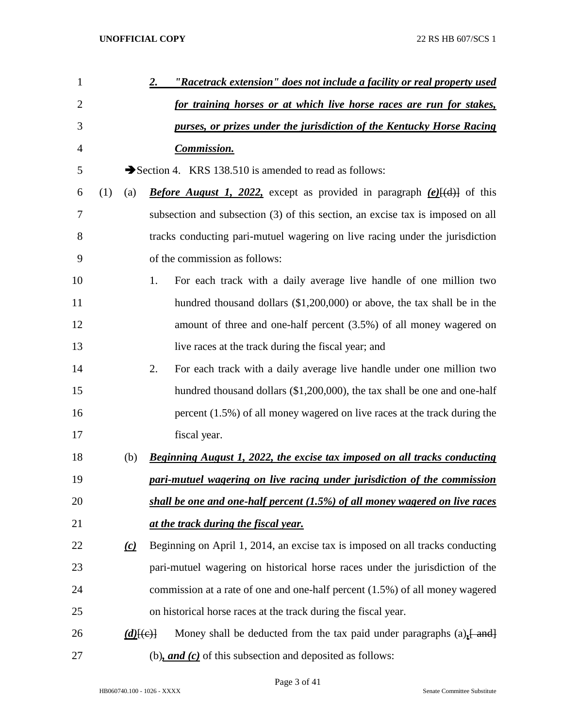2. ***"Racetrack extension" does not include a facility or real property used for training horses or at which live horse races are run for stakes, purses, or prizes under the jurisdiction of the Kentucky Horse Racing Commission.***

➔Section 4. KRS 138.510 is amended to read as follows:

(1) (a) ***Before August 1, 2022,*** except as provided in paragraph ***(e)***~~[(d)]~~ of this subsection and subsection (3) of this section, an excise tax is imposed on all tracks conducting pari-mutuel wagering on live racing under the jurisdiction of the commission as follows:

1. For each track with a daily average live handle of one million two hundred thousand dollars ($1,200,000) or above, the tax shall be in the amount of three and one-half percent (3.5%) of all money wagered on live races at the track during the fiscal year; and

2. For each track with a daily average live handle under one million two hundred thousand dollars ($1,200,000), the tax shall be one and one-half percent (1.5%) of all money wagered on live races at the track during the fiscal year.

(b) ***Beginning August 1, 2022, the excise tax imposed on all tracks conducting pari-mutuel wagering on live racing under jurisdiction of the commission shall be one and one-half percent (1.5%) of all money wagered on live races at the track during the fiscal year.***

***(c)*** Beginning on April 1, 2014, an excise tax is imposed on all tracks conducting pari-mutuel wagering on historical horse races under the jurisdiction of the commission at a rate of one and one-half percent (1.5%) of all money wagered on historical horse races at the track during the fiscal year.

***(d)***~~[(c)]~~ Money shall be deducted from the tax paid under paragraphs (a)***,***~~[ and]~~ (b)***, and (c)*** of this subsection and deposited as follows: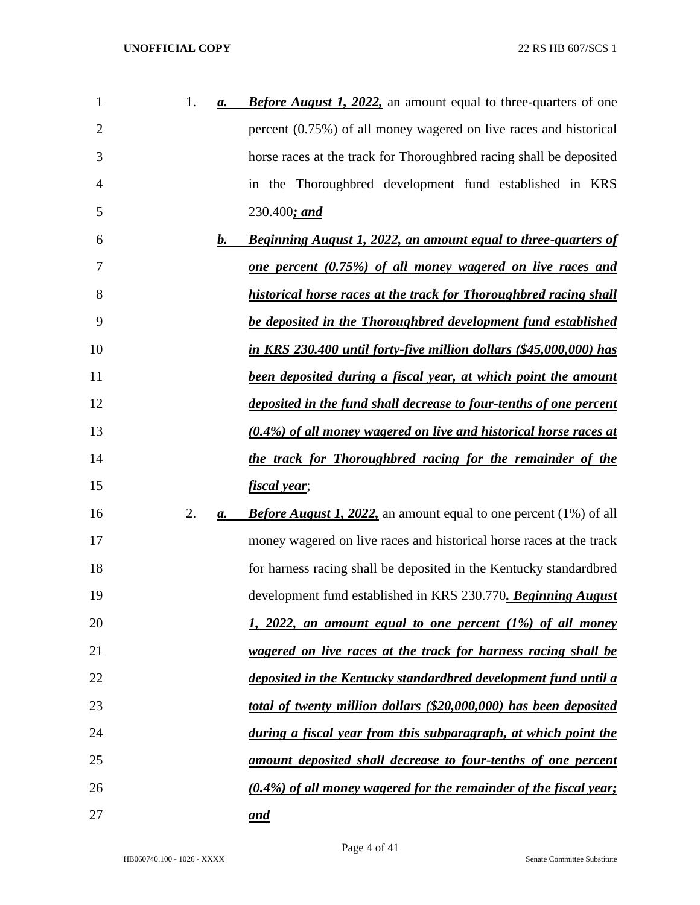1. *a.* ***Before August 1, 2022,*** an amount equal to three-quarters of one percent (0.75%) of all money wagered on live races and historical horse races at the track for Thoroughbred racing shall be deposited in the Thoroughbred development fund established in KRS 230.400***; and***

   *b.* ***Beginning August 1, 2022, an amount equal to three-quarters of one percent (0.75%) of all money wagered on live races and historical horse races at the track for Thoroughbred racing shall be deposited in the Thoroughbred development fund established in KRS 230.400 until forty-five million dollars ($45,000,000) has been deposited during a fiscal year, at which point the amount deposited in the fund shall decrease to four-tenths of one percent (0.4%) of all money wagered on live and historical horse races at the track for Thoroughbred racing for the remainder of the fiscal year***;

2. *a.* ***Before August 1, 2022,*** an amount equal to one percent (1%) of all money wagered on live races and historical horse races at the track for harness racing shall be deposited in the Kentucky standardbred development fund established in KRS 230.770***. Beginning August 1, 2022, an amount equal to one percent (1%) of all money wagered on live races at the track for harness racing shall be deposited in the Kentucky standardbred development fund until a total of twenty million dollars ($20,000,000) has been deposited during a fiscal year from this subparagraph, at which point the amount deposited shall decrease to four-tenths of one percent (0.4%) of all money wagered for the remainder of the fiscal year; and***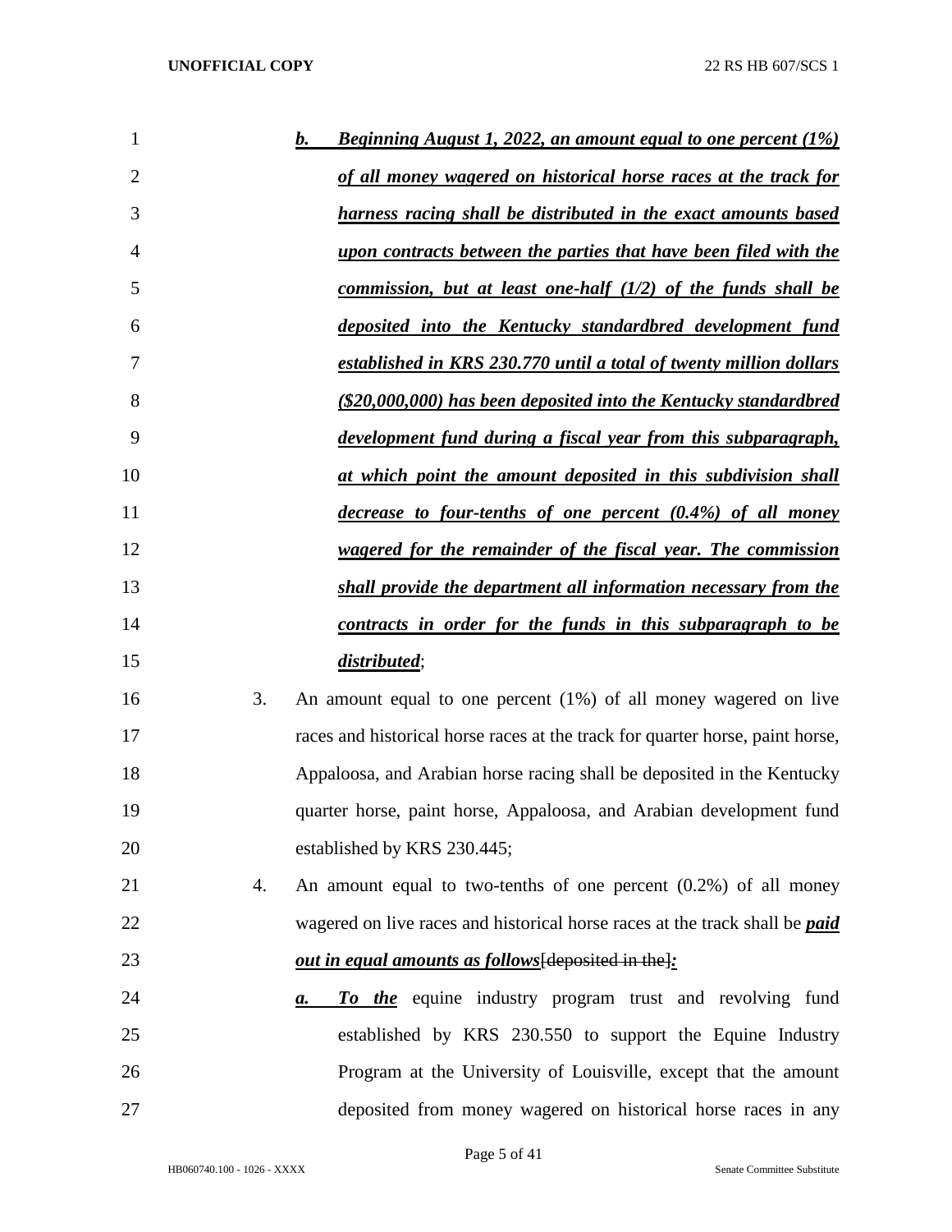***b. Beginning August 1, 2022, an amount equal to one percent (1%) of all money wagered on historical horse races at the track for harness racing shall be distributed in the exact amounts based upon contracts between the parties that have been filed with the commission, but at least one-half (1/2) of the funds shall be deposited into the Kentucky standardbred development fund established in KRS 230.770 until a total of twenty million dollars ($20,000,000) has been deposited into the Kentucky standardbred development fund during a fiscal year from this subparagraph, at which point the amount deposited in this subdivision shall decrease to four-tenths of one percent (0.4%) of all money wagered for the remainder of the fiscal year. The commission shall provide the department all information necessary from the contracts in order for the funds in this subparagraph to be distributed***;

3. An amount equal to one percent (1%) of all money wagered on live races and historical horse races at the track for quarter horse, paint horse, Appaloosa, and Arabian horse racing shall be deposited in the Kentucky quarter horse, paint horse, Appaloosa, and Arabian development fund established by KRS 230.445;

4. An amount equal to two-tenths of one percent (0.2%) of all money wagered on live races and historical horse races at the track shall be ***paid out in equal amounts as follows***~~[deposited in the]~~***:***

   ***a. To the*** equine industry program trust and revolving fund established by KRS 230.550 to support the Equine Industry Program at the University of Louisville, except that the amount deposited from money wagered on historical horse races in any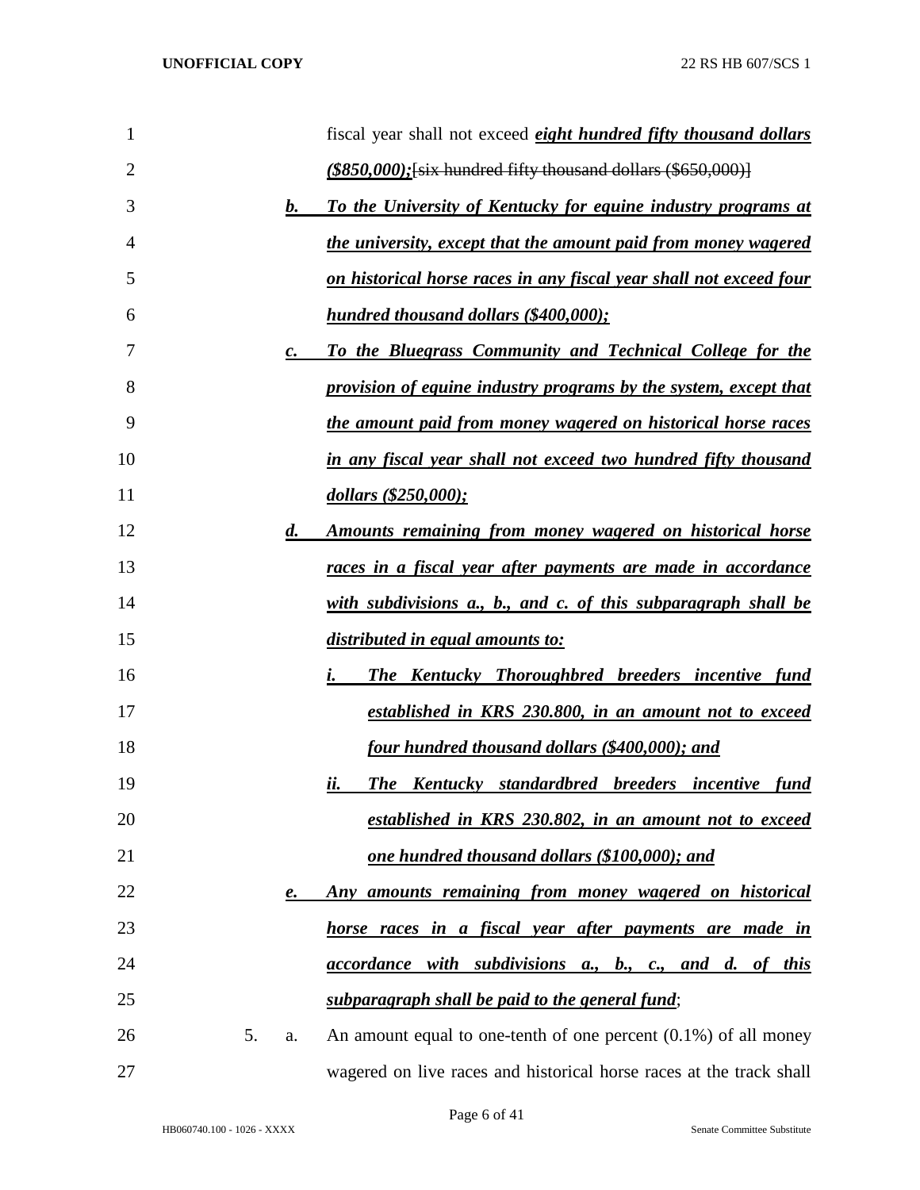fiscal year shall not exceed ***eight hundred fifty thousand dollars ($850,000);***~~[six hundred fifty thousand dollars ($650,000)]~~

***b. To the University of Kentucky for equine industry programs at the university, except that the amount paid from money wagered on historical horse races in any fiscal year shall not exceed four hundred thousand dollars ($400,000);***

***c. To the Bluegrass Community and Technical College for the provision of equine industry programs by the system, except that the amount paid from money wagered on historical horse races in any fiscal year shall not exceed two hundred fifty thousand dollars ($250,000);***

***d. Amounts remaining from money wagered on historical horse races in a fiscal year after payments are made in accordance with subdivisions a., b., and c. of this subparagraph shall be distributed in equal amounts to:***

***i. The Kentucky Thoroughbred breeders incentive fund established in KRS 230.800, in an amount not to exceed four hundred thousand dollars ($400,000); and***

***ii. The Kentucky standardbred breeders incentive fund established in KRS 230.802, in an amount not to exceed one hundred thousand dollars ($100,000); and***

***e. Any amounts remaining from money wagered on historical horse races in a fiscal year after payments are made in accordance with subdivisions a., b., c., and d. of this subparagraph shall be paid to the general fund***;

5. a. An amount equal to one-tenth of one percent (0.1%) of all money wagered on live races and historical horse races at the track shall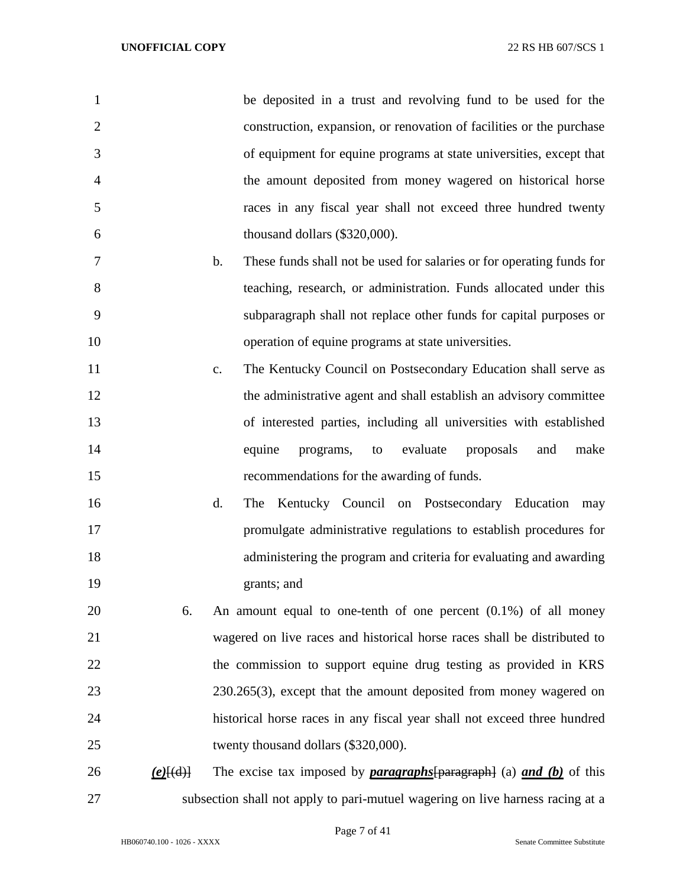be deposited in a trust and revolving fund to be used for the construction, expansion, or renovation of facilities or the purchase of equipment for equine programs at state universities, except that the amount deposited from money wagered on historical horse races in any fiscal year shall not exceed three hundred twenty thousand dollars ($320,000).

b. These funds shall not be used for salaries or for operating funds for teaching, research, or administration. Funds allocated under this subparagraph shall not replace other funds for capital purposes or operation of equine programs at state universities.

c. The Kentucky Council on Postsecondary Education shall serve as the administrative agent and shall establish an advisory committee of interested parties, including all universities with established equine programs, to evaluate proposals and make recommendations for the awarding of funds.

d. The Kentucky Council on Postsecondary Education may promulgate administrative regulations to establish procedures for administering the program and criteria for evaluating and awarding grants; and

6. An amount equal to one-tenth of one percent (0.1%) of all money wagered on live races and historical horse races shall be distributed to the commission to support equine drug testing as provided in KRS 230.265(3), except that the amount deposited from money wagered on historical horse races in any fiscal year shall not exceed three hundred twenty thousand dollars ($320,000).

***(e)***[~~(d)~~] The excise tax imposed by ***paragraphs***[~~paragraph~~] (a) ***and (b)*** of this subsection shall not apply to pari-mutuel wagering on live harness racing at a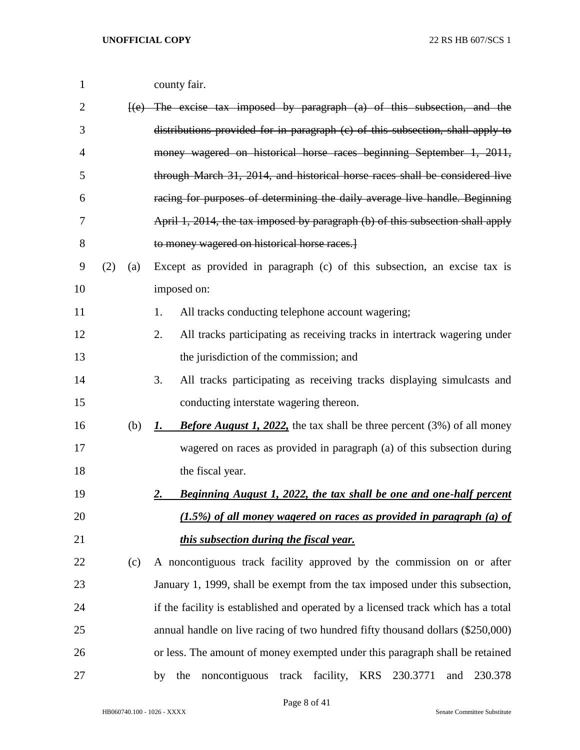county fair.

~~[(e) The excise tax imposed by paragraph (a) of this subsection, and the distributions provided for in paragraph (c) of this subsection, shall apply to money wagered on historical horse races beginning September 1, 2011, through March 31, 2014, and historical horse races shall be considered live racing for purposes of determining the daily average live handle. Beginning April 1, 2014, the tax imposed by paragraph (b) of this subsection shall apply to money wagered on historical horse races.]~~

(2) (a) Except as provided in paragraph (c) of this subsection, an excise tax is imposed on:

1. All tracks conducting telephone account wagering;
2. All tracks participating as receiving tracks in intertrack wagering under the jurisdiction of the commission; and
3. All tracks participating as receiving tracks displaying simulcasts and conducting interstate wagering thereon.

(b) ***1. Before August 1, 2022,*** the tax shall be three percent (3%) of all money wagered on races as provided in paragraph (a) of this subsection during the fiscal year.

***2. Beginning August 1, 2022, the tax shall be one and one-half percent (1.5%) of all money wagered on races as provided in paragraph (a) of this subsection during the fiscal year.***

(c) A noncontiguous track facility approved by the commission on or after January 1, 1999, shall be exempt from the tax imposed under this subsection, if the facility is established and operated by a licensed track which has a total annual handle on live racing of two hundred fifty thousand dollars ($250,000) or less. The amount of money exempted under this paragraph shall be retained by the noncontiguous track facility, KRS 230.3771 and 230.378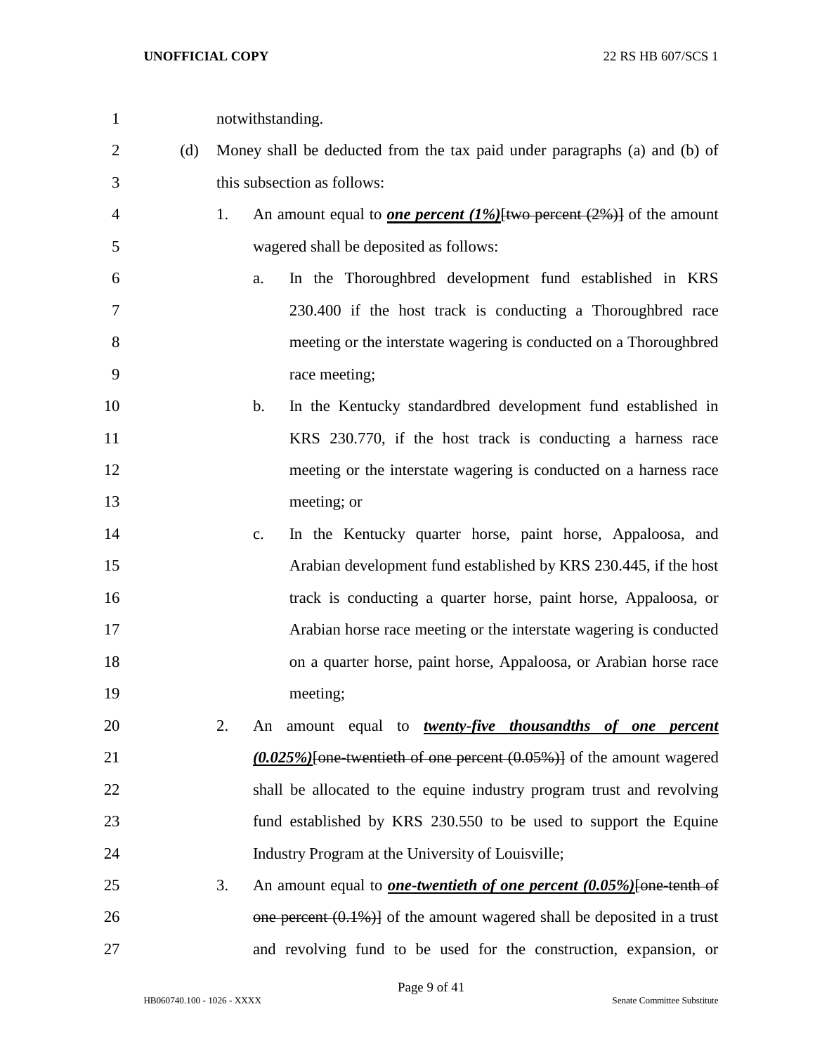notwithstanding.

(d) Money shall be deducted from the tax paid under paragraphs (a) and (b) of this subsection as follows:

1. An amount equal to ***one percent (1%)***~~[two percent (2%)]~~ of the amount wagered shall be deposited as follows:

   a. In the Thoroughbred development fund established in KRS 230.400 if the host track is conducting a Thoroughbred race meeting or the interstate wagering is conducted on a Thoroughbred race meeting;

   b. In the Kentucky standardbred development fund established in KRS 230.770, if the host track is conducting a harness race meeting or the interstate wagering is conducted on a harness race meeting; or

   c. In the Kentucky quarter horse, paint horse, Appaloosa, and Arabian development fund established by KRS 230.445, if the host track is conducting a quarter horse, paint horse, Appaloosa, or Arabian horse race meeting or the interstate wagering is conducted on a quarter horse, paint horse, Appaloosa, or Arabian horse race meeting;

2. An amount equal to ***twenty-five thousandths of one percent (0.025%)***~~[one-twentieth of one percent (0.05%)]~~ of the amount wagered shall be allocated to the equine industry program trust and revolving fund established by KRS 230.550 to be used to support the Equine Industry Program at the University of Louisville;

3. An amount equal to ***one-twentieth of one percent (0.05%)***~~[one-tenth of one percent (0.1%)]~~ of the amount wagered shall be deposited in a trust and revolving fund to be used for the construction, expansion, or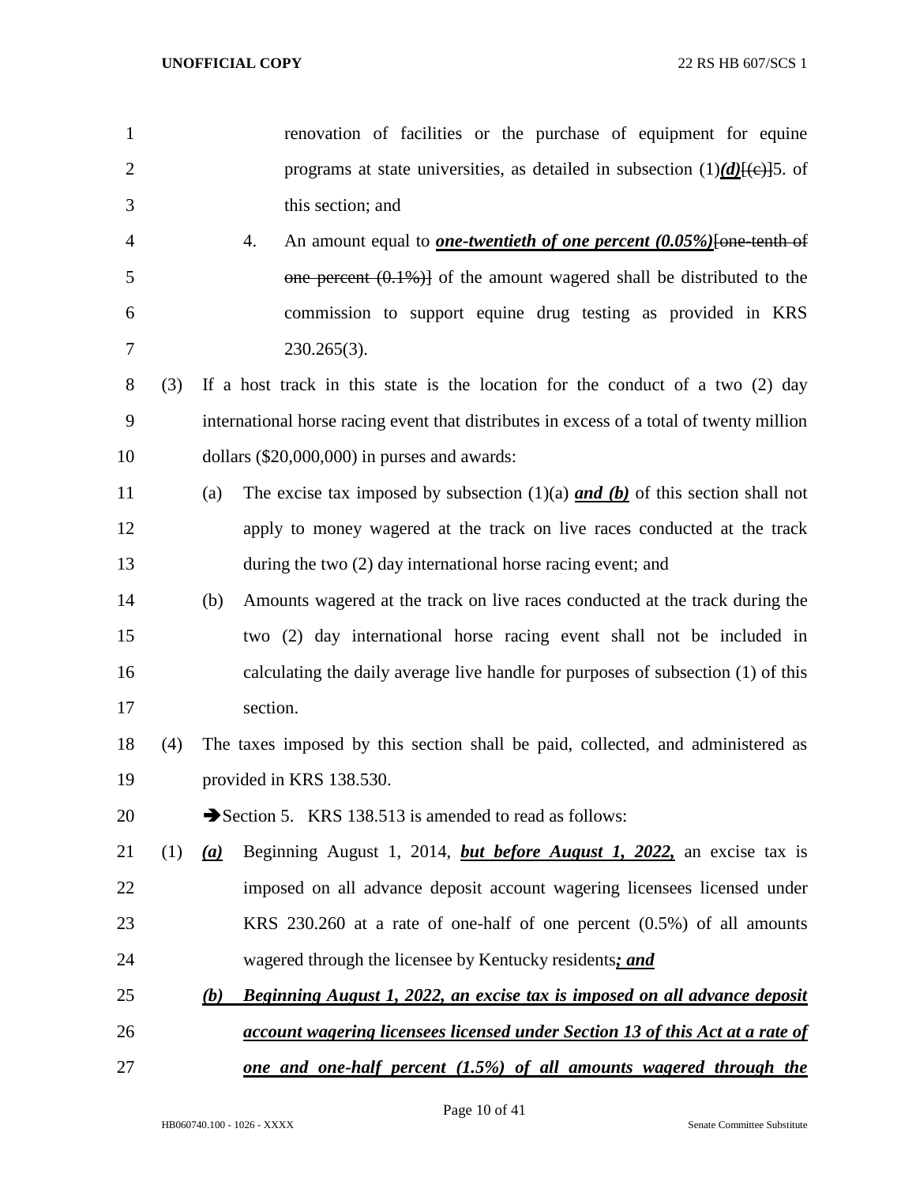renovation of facilities or the purchase of equipment for equine programs at state universities, as detailed in subsection (1)***(d)***[(c)]5. of this section; and

4. An amount equal to ***one-twentieth of one percent (0.05%)***[~~one-tenth of one percent (0.1%)~~] of the amount wagered shall be distributed to the commission to support equine drug testing as provided in KRS 230.265(3).

(3) If a host track in this state is the location for the conduct of a two (2) day international horse racing event that distributes in excess of a total of twenty million dollars ($20,000,000) in purses and awards:

(a) The excise tax imposed by subsection (1)(a) ***and (b)*** of this section shall not apply to money wagered at the track on live races conducted at the track during the two (2) day international horse racing event; and

(b) Amounts wagered at the track on live races conducted at the track during the two (2) day international horse racing event shall not be included in calculating the daily average live handle for purposes of subsection (1) of this section.

(4) The taxes imposed by this section shall be paid, collected, and administered as provided in KRS 138.530.

➔Section 5. KRS 138.513 is amended to read as follows:

(1) ***(a)*** Beginning August 1, 2014, ***but before August 1, 2022,*** an excise tax is imposed on all advance deposit account wagering licensees licensed under KRS 230.260 at a rate of one-half of one percent (0.5%) of all amounts wagered through the licensee by Kentucky residents***; and***

***(b) Beginning August 1, 2022, an excise tax is imposed on all advance deposit account wagering licensees licensed under Section 13 of this Act at a rate of one and one-half percent (1.5%) of all amounts wagered through the***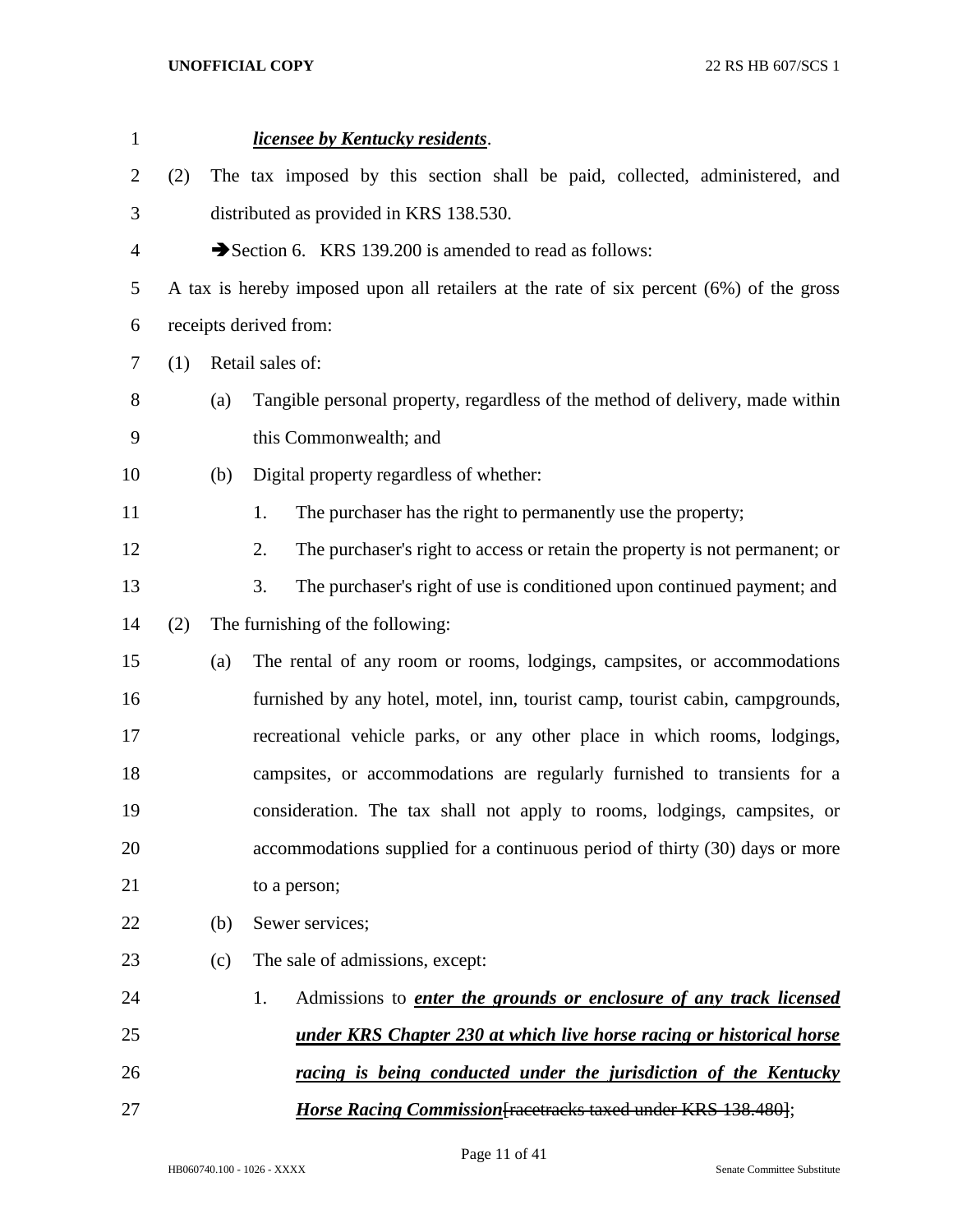***licensee by Kentucky residents***.

(2) The tax imposed by this section shall be paid, collected, administered, and distributed as provided in KRS 138.530.

➔Section 6. KRS 139.200 is amended to read as follows:

A tax is hereby imposed upon all retailers at the rate of six percent (6%) of the gross receipts derived from:

(1) Retail sales of:

(a) Tangible personal property, regardless of the method of delivery, made within this Commonwealth; and

(b) Digital property regardless of whether:

1. The purchaser has the right to permanently use the property;

2. The purchaser's right to access or retain the property is not permanent; or

3. The purchaser's right of use is conditioned upon continued payment; and

(2) The furnishing of the following:

(a) The rental of any room or rooms, lodgings, campsites, or accommodations furnished by any hotel, motel, inn, tourist camp, tourist cabin, campgrounds, recreational vehicle parks, or any other place in which rooms, lodgings, campsites, or accommodations are regularly furnished to transients for a consideration. The tax shall not apply to rooms, lodgings, campsites, or accommodations supplied for a continuous period of thirty (30) days or more to a person;

(b) Sewer services;

(c) The sale of admissions, except:

1. Admissions to ***enter the grounds or enclosure of any track licensed under KRS Chapter 230 at which live horse racing or historical horse racing is being conducted under the jurisdiction of the Kentucky Horse Racing Commission***~~[racetracks taxed under KRS 138.480]~~;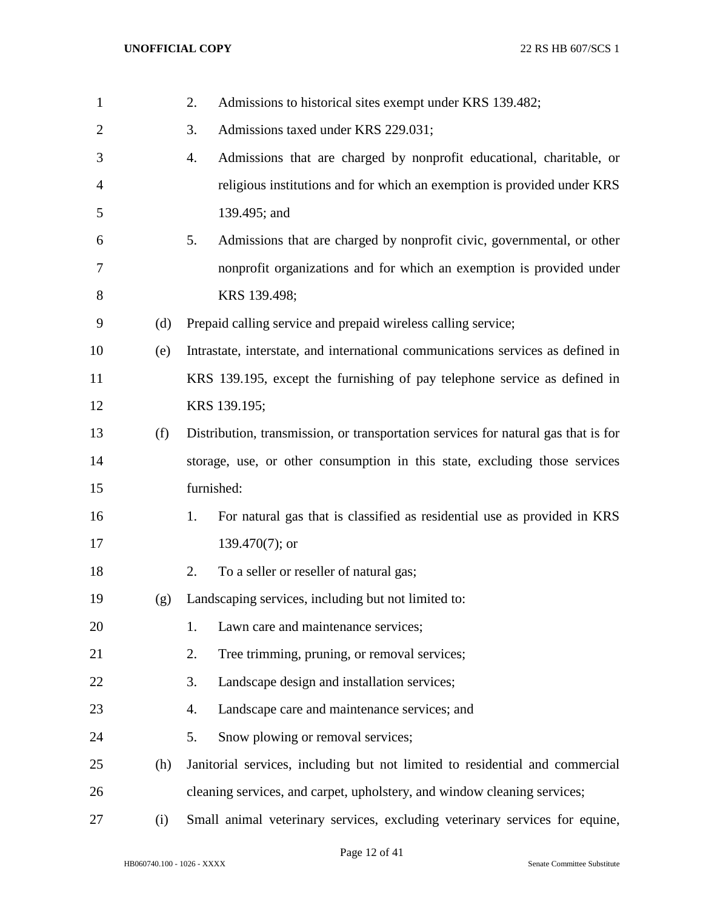2. Admissions to historical sites exempt under KRS 139.482;

3. Admissions taxed under KRS 229.031;

4. Admissions that are charged by nonprofit educational, charitable, or religious institutions and for which an exemption is provided under KRS 139.495; and

5. Admissions that are charged by nonprofit civic, governmental, or other nonprofit organizations and for which an exemption is provided under KRS 139.498;

(d) Prepaid calling service and prepaid wireless calling service;

(e) Intrastate, interstate, and international communications services as defined in KRS 139.195, except the furnishing of pay telephone service as defined in KRS 139.195;

(f) Distribution, transmission, or transportation services for natural gas that is for storage, use, or other consumption in this state, excluding those services furnished:

1. For natural gas that is classified as residential use as provided in KRS 139.470(7); or

2. To a seller or reseller of natural gas;

(g) Landscaping services, including but not limited to:

1. Lawn care and maintenance services;

2. Tree trimming, pruning, or removal services;

3. Landscape design and installation services;

4. Landscape care and maintenance services; and

5. Snow plowing or removal services;

(h) Janitorial services, including but not limited to residential and commercial cleaning services, and carpet, upholstery, and window cleaning services;

(i) Small animal veterinary services, excluding veterinary services for equine,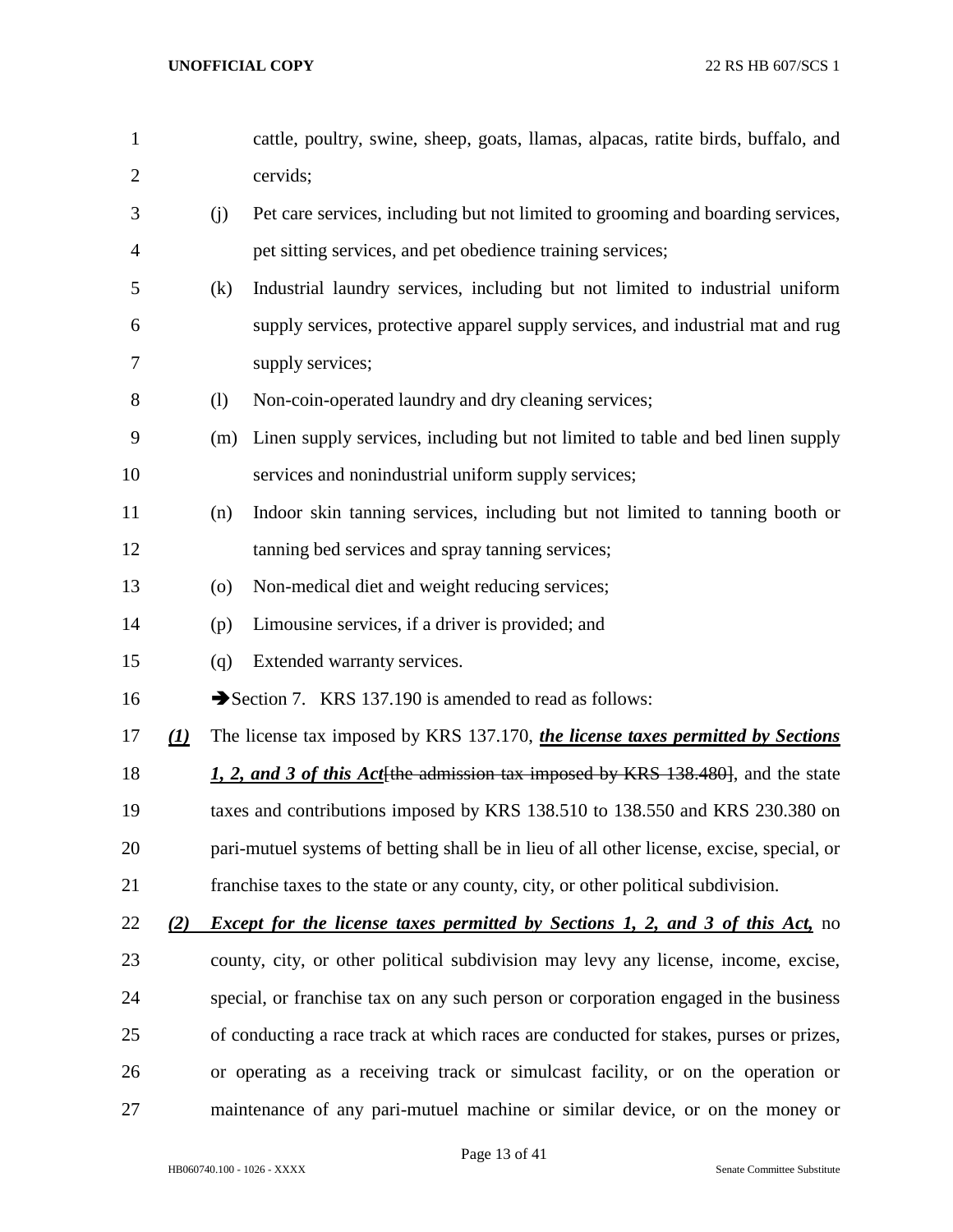cattle, poultry, swine, sheep, goats, llamas, alpacas, ratite birds, buffalo, and cervids;

(j) Pet care services, including but not limited to grooming and boarding services, pet sitting services, and pet obedience training services;

(k) Industrial laundry services, including but not limited to industrial uniform supply services, protective apparel supply services, and industrial mat and rug supply services;

(l) Non-coin-operated laundry and dry cleaning services;

(m) Linen supply services, including but not limited to table and bed linen supply services and nonindustrial uniform supply services;

(n) Indoor skin tanning services, including but not limited to tanning booth or tanning bed services and spray tanning services;

(o) Non-medical diet and weight reducing services;

(p) Limousine services, if a driver is provided; and

(q) Extended warranty services.

➔Section 7. KRS 137.190 is amended to read as follows:

***(1)*** The license tax imposed by KRS 137.170, ***the license taxes permitted by Sections 1, 2, and 3 of this Act***~~[the admission tax imposed by KRS 138.480]~~, and the state taxes and contributions imposed by KRS 138.510 to 138.550 and KRS 230.380 on pari-mutuel systems of betting shall be in lieu of all other license, excise, special, or franchise taxes to the state or any county, city, or other political subdivision.

***(2)*** ***Except for the license taxes permitted by Sections 1, 2, and 3 of this Act,*** no county, city, or other political subdivision may levy any license, income, excise, special, or franchise tax on any such person or corporation engaged in the business of conducting a race track at which races are conducted for stakes, purses or prizes, or operating as a receiving track or simulcast facility, or on the operation or maintenance of any pari-mutuel machine or similar device, or on the money or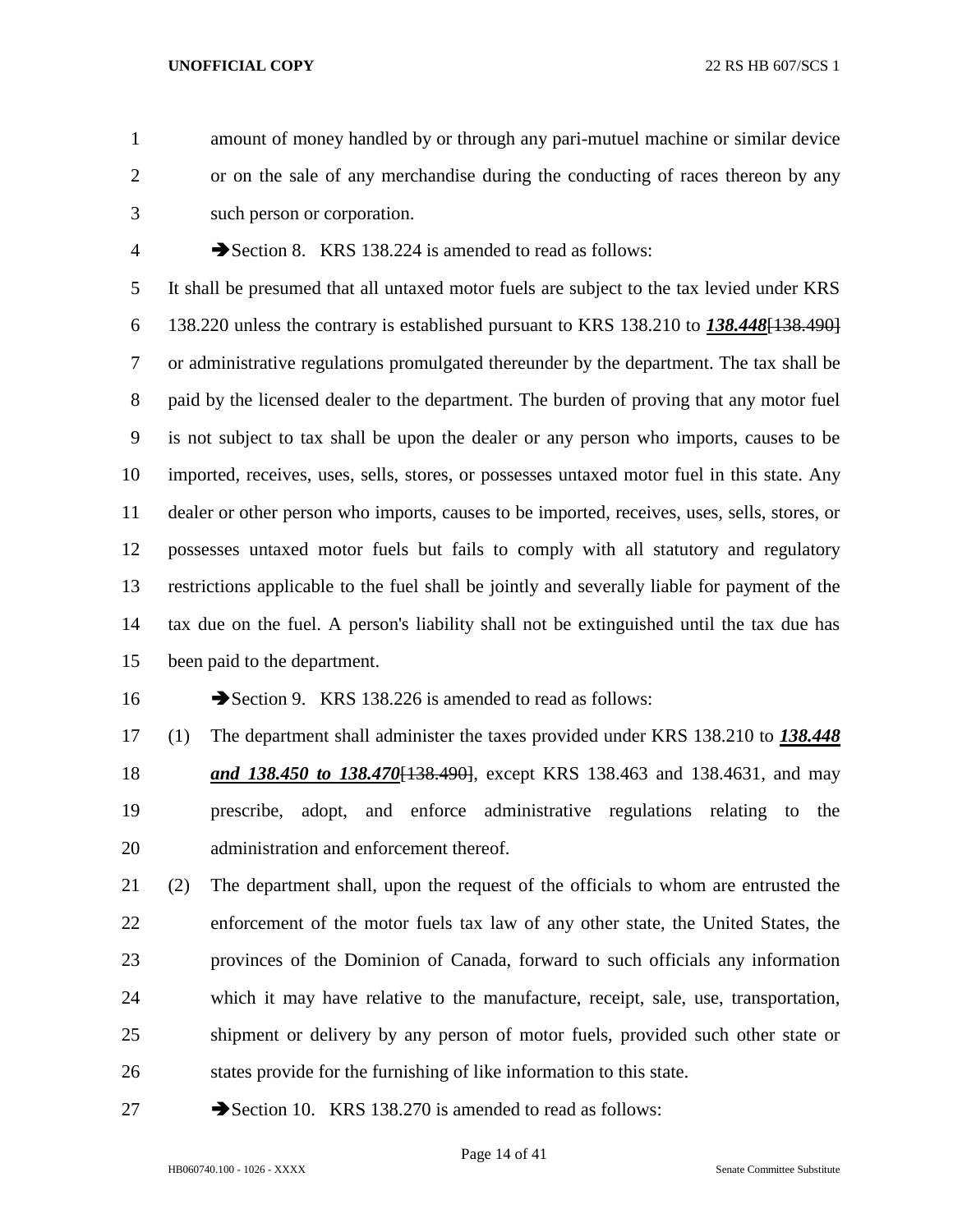amount of money handled by or through any pari-mutuel machine or similar device or on the sale of any merchandise during the conducting of races thereon by any such person or corporation.

➔Section 8. KRS 138.224 is amended to read as follows:

It shall be presumed that all untaxed motor fuels are subject to the tax levied under KRS 138.220 unless the contrary is established pursuant to KRS 138.210 to ***138.448***~~[138.490]~~ or administrative regulations promulgated thereunder by the department. The tax shall be paid by the licensed dealer to the department. The burden of proving that any motor fuel is not subject to tax shall be upon the dealer or any person who imports, causes to be imported, receives, uses, sells, stores, or possesses untaxed motor fuel in this state. Any dealer or other person who imports, causes to be imported, receives, uses, sells, stores, or possesses untaxed motor fuels but fails to comply with all statutory and regulatory restrictions applicable to the fuel shall be jointly and severally liable for payment of the tax due on the fuel. A person's liability shall not be extinguished until the tax due has been paid to the department.

➔Section 9. KRS 138.226 is amended to read as follows:

(1) The department shall administer the taxes provided under KRS 138.210 to ***138.448 and 138.450 to 138.470***~~[138.490]~~, except KRS 138.463 and 138.4631, and may prescribe, adopt, and enforce administrative regulations relating to the administration and enforcement thereof.

(2) The department shall, upon the request of the officials to whom are entrusted the enforcement of the motor fuels tax law of any other state, the United States, the provinces of the Dominion of Canada, forward to such officials any information which it may have relative to the manufacture, receipt, sale, use, transportation, shipment or delivery by any person of motor fuels, provided such other state or states provide for the furnishing of like information to this state.

➔Section 10. KRS 138.270 is amended to read as follows: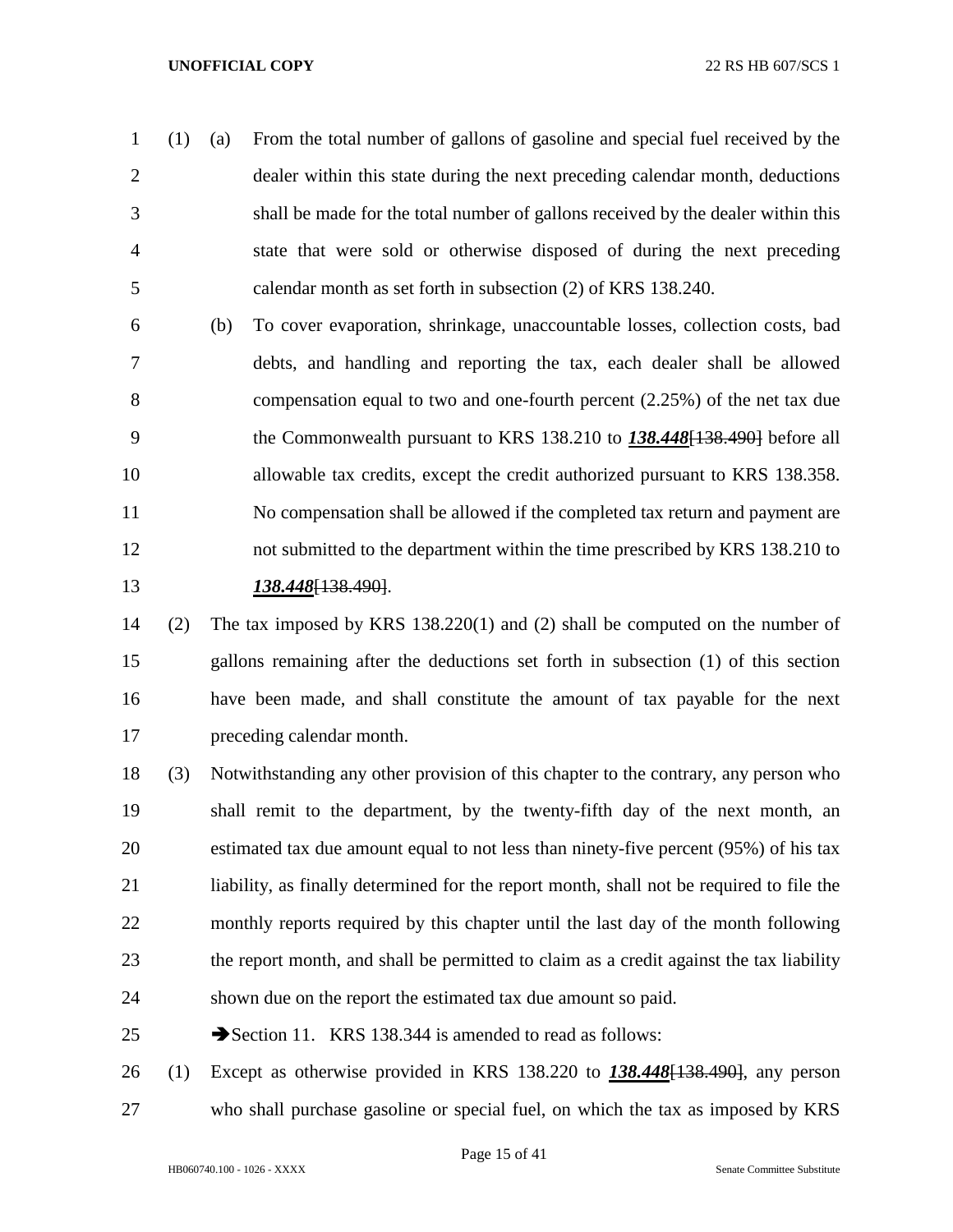(1) (a) From the total number of gallons of gasoline and special fuel received by the dealer within this state during the next preceding calendar month, deductions shall be made for the total number of gallons received by the dealer within this state that were sold or otherwise disposed of during the next preceding calendar month as set forth in subsection (2) of KRS 138.240.

(b) To cover evaporation, shrinkage, unaccountable losses, collection costs, bad debts, and handling and reporting the tax, each dealer shall be allowed compensation equal to two and one-fourth percent (2.25%) of the net tax due the Commonwealth pursuant to KRS 138.210 to ***138.448***~~[138.490]~~ before all allowable tax credits, except the credit authorized pursuant to KRS 138.358. No compensation shall be allowed if the completed tax return and payment are not submitted to the department within the time prescribed by KRS 138.210 to ***138.448***~~[138.490]~~.

(2) The tax imposed by KRS 138.220(1) and (2) shall be computed on the number of gallons remaining after the deductions set forth in subsection (1) of this section have been made, and shall constitute the amount of tax payable for the next preceding calendar month.

(3) Notwithstanding any other provision of this chapter to the contrary, any person who shall remit to the department, by the twenty-fifth day of the next month, an estimated tax due amount equal to not less than ninety-five percent (95%) of his tax liability, as finally determined for the report month, shall not be required to file the monthly reports required by this chapter until the last day of the month following the report month, and shall be permitted to claim as a credit against the tax liability shown due on the report the estimated tax due amount so paid.

➔Section 11. KRS 138.344 is amended to read as follows:

(1) Except as otherwise provided in KRS 138.220 to ***138.448***~~[138.490]~~, any person who shall purchase gasoline or special fuel, on which the tax as imposed by KRS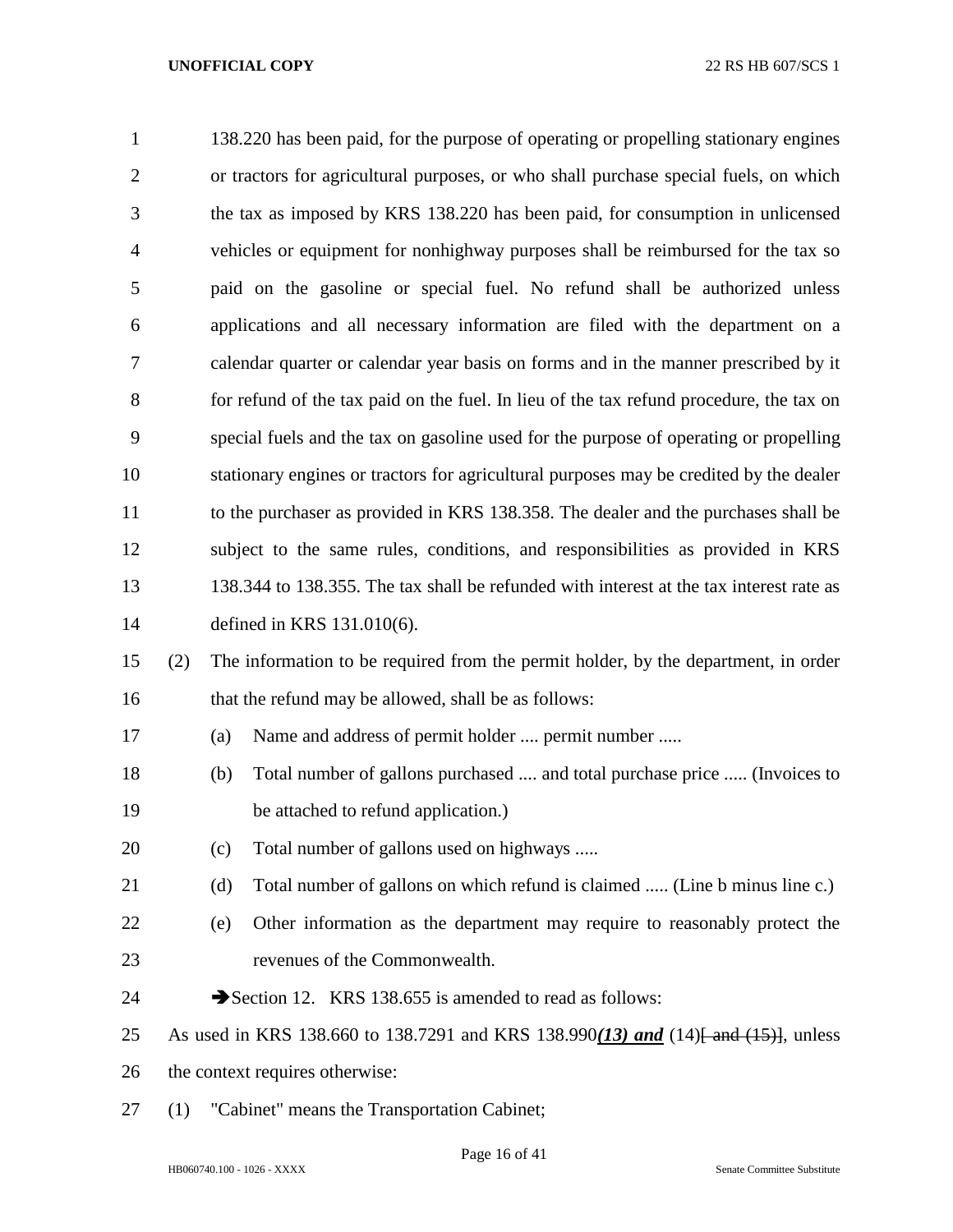138.220 has been paid, for the purpose of operating or propelling stationary engines or tractors for agricultural purposes, or who shall purchase special fuels, on which the tax as imposed by KRS 138.220 has been paid, for consumption in unlicensed vehicles or equipment for nonhighway purposes shall be reimbursed for the tax so paid on the gasoline or special fuel. No refund shall be authorized unless applications and all necessary information are filed with the department on a calendar quarter or calendar year basis on forms and in the manner prescribed by it for refund of the tax paid on the fuel. In lieu of the tax refund procedure, the tax on special fuels and the tax on gasoline used for the purpose of operating or propelling stationary engines or tractors for agricultural purposes may be credited by the dealer to the purchaser as provided in KRS 138.358. The dealer and the purchases shall be subject to the same rules, conditions, and responsibilities as provided in KRS 138.344 to 138.355. The tax shall be refunded with interest at the tax interest rate as defined in KRS 131.010(6).

(2) The information to be required from the permit holder, by the department, in order that the refund may be allowed, shall be as follows:

(a) Name and address of permit holder .... permit number .....

(b) Total number of gallons purchased .... and total purchase price ..... (Invoices to be attached to refund application.)

(c) Total number of gallons used on highways .....

(d) Total number of gallons on which refund is claimed ..... (Line b minus line c.)

(e) Other information as the department may require to reasonably protect the revenues of the Commonwealth.

➔Section 12. KRS 138.655 is amended to read as follows:

As used in KRS 138.660 to 138.7291 and KRS 138.990***(13) and*** (14)~~[ and (15)]~~, unless the context requires otherwise:

(1) "Cabinet" means the Transportation Cabinet;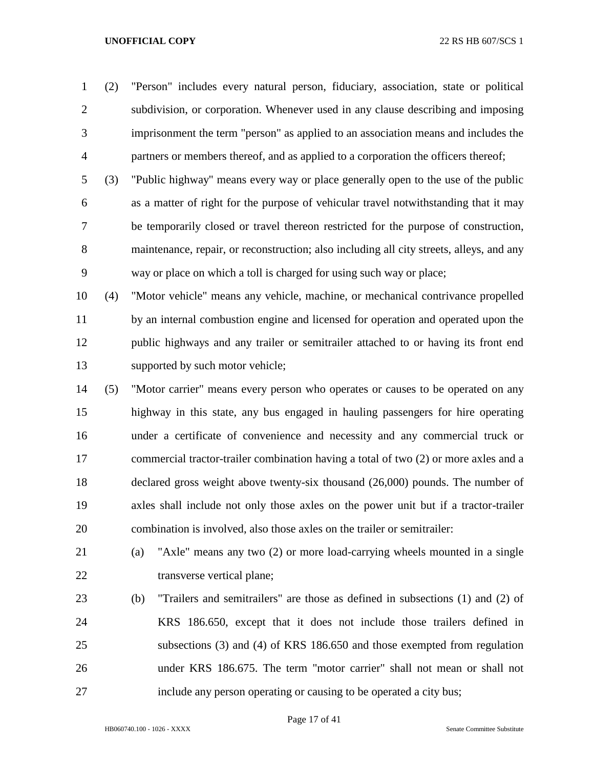(2) "Person" includes every natural person, fiduciary, association, state or political subdivision, or corporation. Whenever used in any clause describing and imposing imprisonment the term "person" as applied to an association means and includes the partners or members thereof, and as applied to a corporation the officers thereof;

(3) "Public highway" means every way or place generally open to the use of the public as a matter of right for the purpose of vehicular travel notwithstanding that it may be temporarily closed or travel thereon restricted for the purpose of construction, maintenance, repair, or reconstruction; also including all city streets, alleys, and any way or place on which a toll is charged for using such way or place;

(4) "Motor vehicle" means any vehicle, machine, or mechanical contrivance propelled by an internal combustion engine and licensed for operation and operated upon the public highways and any trailer or semitrailer attached to or having its front end supported by such motor vehicle;

(5) "Motor carrier" means every person who operates or causes to be operated on any highway in this state, any bus engaged in hauling passengers for hire operating under a certificate of convenience and necessity and any commercial truck or commercial tractor-trailer combination having a total of two (2) or more axles and a declared gross weight above twenty-six thousand (26,000) pounds. The number of axles shall include not only those axles on the power unit but if a tractor-trailer combination is involved, also those axles on the trailer or semitrailer:

(a) "Axle" means any two (2) or more load-carrying wheels mounted in a single transverse vertical plane;

(b) "Trailers and semitrailers" are those as defined in subsections (1) and (2) of KRS 186.650, except that it does not include those trailers defined in subsections (3) and (4) of KRS 186.650 and those exempted from regulation under KRS 186.675. The term "motor carrier" shall not mean or shall not include any person operating or causing to be operated a city bus;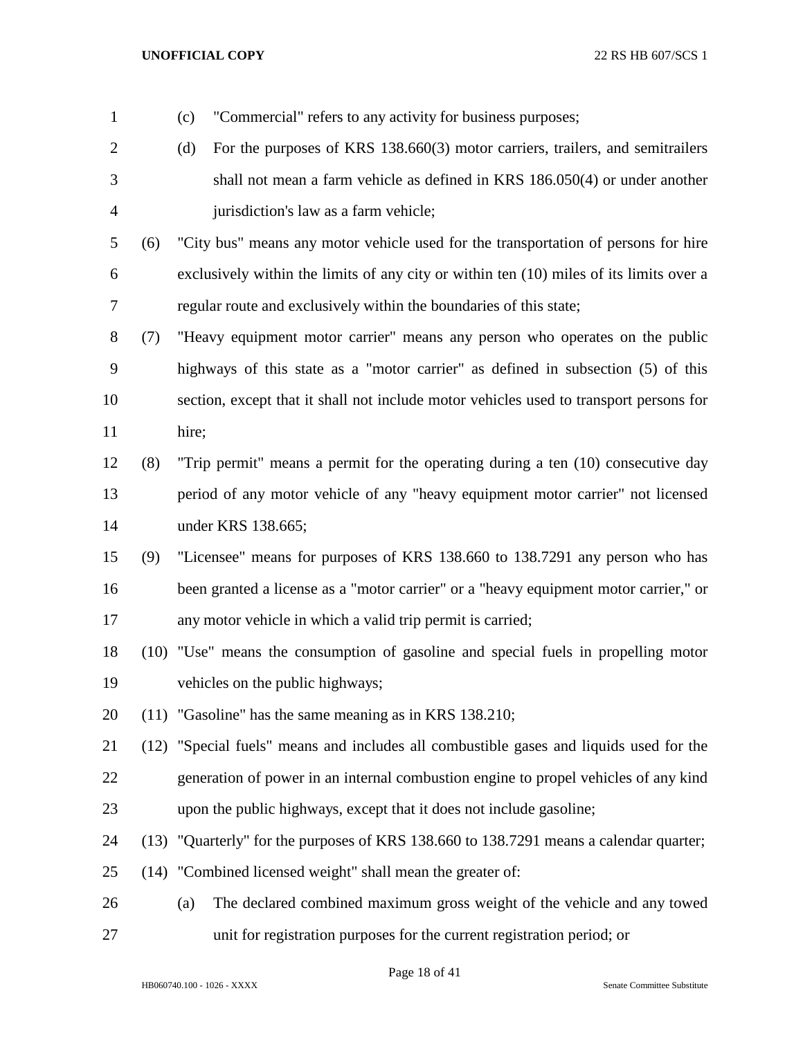(c) "Commercial" refers to any activity for business purposes;

(d) For the purposes of KRS 138.660(3) motor carriers, trailers, and semitrailers shall not mean a farm vehicle as defined in KRS 186.050(4) or under another jurisdiction's law as a farm vehicle;

(6) "City bus" means any motor vehicle used for the transportation of persons for hire exclusively within the limits of any city or within ten (10) miles of its limits over a regular route and exclusively within the boundaries of this state;

(7) "Heavy equipment motor carrier" means any person who operates on the public highways of this state as a "motor carrier" as defined in subsection (5) of this section, except that it shall not include motor vehicles used to transport persons for hire;

(8) "Trip permit" means a permit for the operating during a ten (10) consecutive day period of any motor vehicle of any "heavy equipment motor carrier" not licensed under KRS 138.665;

(9) "Licensee" means for purposes of KRS 138.660 to 138.7291 any person who has been granted a license as a "motor carrier" or a "heavy equipment motor carrier," or any motor vehicle in which a valid trip permit is carried;

(10) "Use" means the consumption of gasoline and special fuels in propelling motor vehicles on the public highways;

(11) "Gasoline" has the same meaning as in KRS 138.210;

(12) "Special fuels" means and includes all combustible gases and liquids used for the generation of power in an internal combustion engine to propel vehicles of any kind upon the public highways, except that it does not include gasoline;

(13) "Quarterly" for the purposes of KRS 138.660 to 138.7291 means a calendar quarter;

(14) "Combined licensed weight" shall mean the greater of:

(a) The declared combined maximum gross weight of the vehicle and any towed unit for registration purposes for the current registration period; or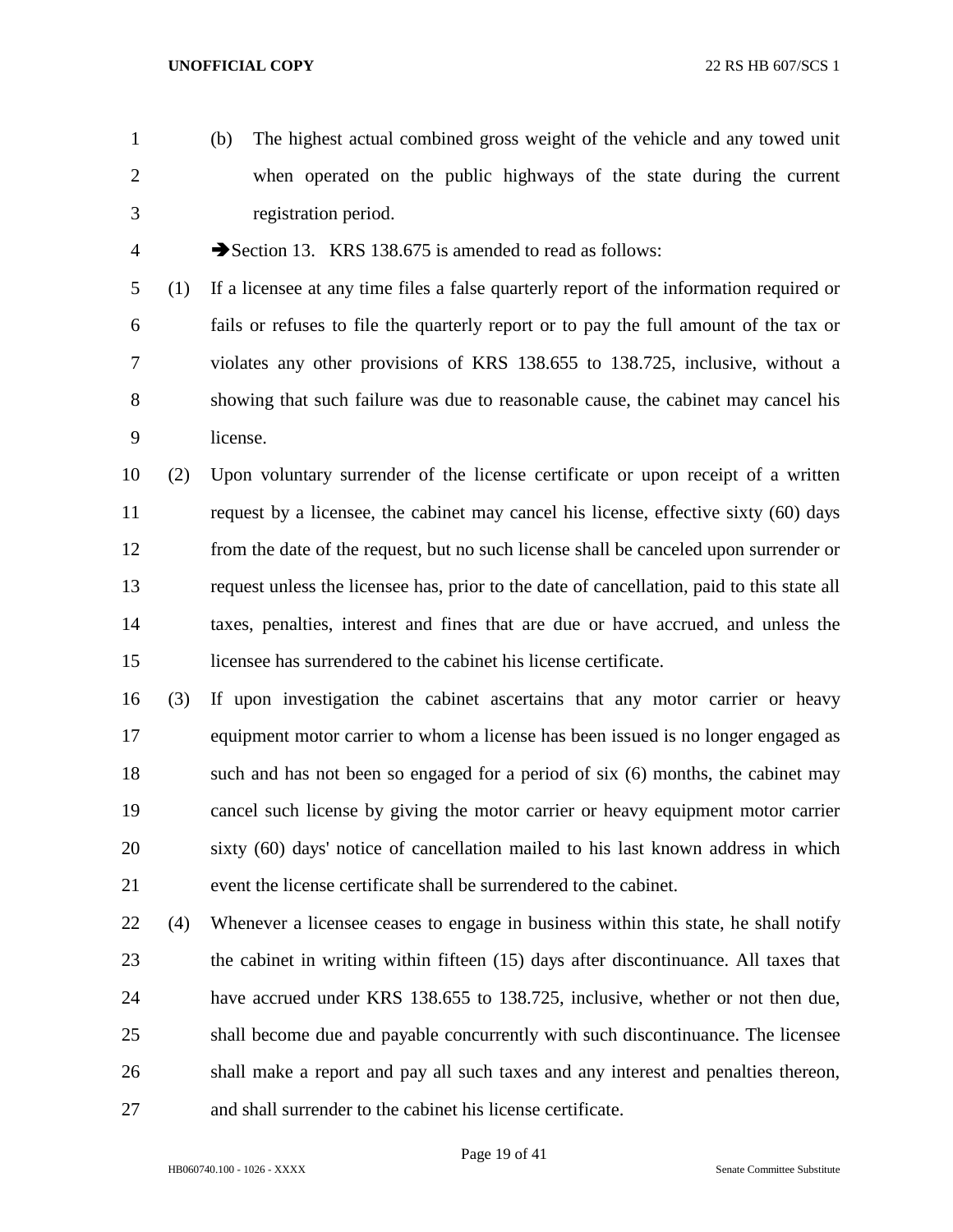(b) The highest actual combined gross weight of the vehicle and any towed unit when operated on the public highways of the state during the current registration period.

➔Section 13. KRS 138.675 is amended to read as follows:

(1) If a licensee at any time files a false quarterly report of the information required or fails or refuses to file the quarterly report or to pay the full amount of the tax or violates any other provisions of KRS 138.655 to 138.725, inclusive, without a showing that such failure was due to reasonable cause, the cabinet may cancel his license.

(2) Upon voluntary surrender of the license certificate or upon receipt of a written request by a licensee, the cabinet may cancel his license, effective sixty (60) days from the date of the request, but no such license shall be canceled upon surrender or request unless the licensee has, prior to the date of cancellation, paid to this state all taxes, penalties, interest and fines that are due or have accrued, and unless the licensee has surrendered to the cabinet his license certificate.

(3) If upon investigation the cabinet ascertains that any motor carrier or heavy equipment motor carrier to whom a license has been issued is no longer engaged as such and has not been so engaged for a period of six (6) months, the cabinet may cancel such license by giving the motor carrier or heavy equipment motor carrier sixty (60) days' notice of cancellation mailed to his last known address in which event the license certificate shall be surrendered to the cabinet.

(4) Whenever a licensee ceases to engage in business within this state, he shall notify the cabinet in writing within fifteen (15) days after discontinuance. All taxes that have accrued under KRS 138.655 to 138.725, inclusive, whether or not then due, shall become due and payable concurrently with such discontinuance. The licensee shall make a report and pay all such taxes and any interest and penalties thereon, and shall surrender to the cabinet his license certificate.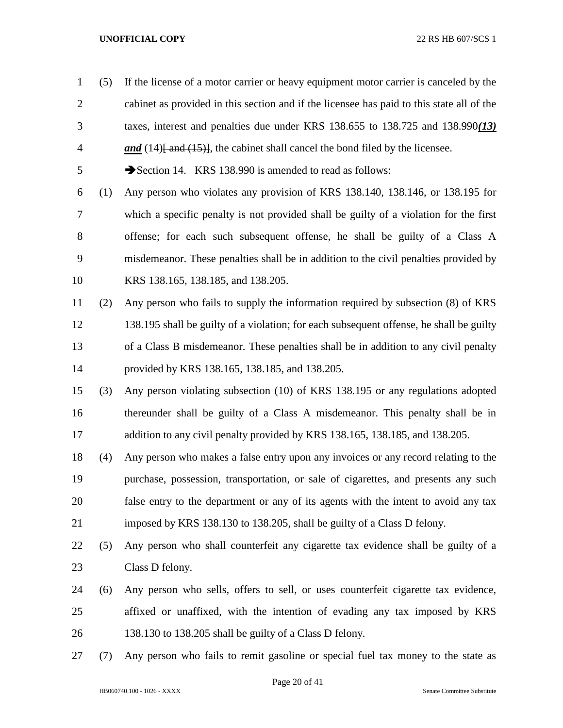(5) If the license of a motor carrier or heavy equipment motor carrier is canceled by the cabinet as provided in this section and if the licensee has paid to this state all of the taxes, interest and penalties due under KRS 138.655 to 138.725 and 138.990***(13) and*** (14)~~[ and (15)]~~, the cabinet shall cancel the bond filed by the licensee.

➔Section 14. KRS 138.990 is amended to read as follows:

(1) Any person who violates any provision of KRS 138.140, 138.146, or 138.195 for which a specific penalty is not provided shall be guilty of a violation for the first offense; for each such subsequent offense, he shall be guilty of a Class A misdemeanor. These penalties shall be in addition to the civil penalties provided by KRS 138.165, 138.185, and 138.205.

(2) Any person who fails to supply the information required by subsection (8) of KRS 138.195 shall be guilty of a violation; for each subsequent offense, he shall be guilty of a Class B misdemeanor. These penalties shall be in addition to any civil penalty provided by KRS 138.165, 138.185, and 138.205.

(3) Any person violating subsection (10) of KRS 138.195 or any regulations adopted thereunder shall be guilty of a Class A misdemeanor. This penalty shall be in addition to any civil penalty provided by KRS 138.165, 138.185, and 138.205.

(4) Any person who makes a false entry upon any invoices or any record relating to the purchase, possession, transportation, or sale of cigarettes, and presents any such false entry to the department or any of its agents with the intent to avoid any tax imposed by KRS 138.130 to 138.205, shall be guilty of a Class D felony.

(5) Any person who shall counterfeit any cigarette tax evidence shall be guilty of a Class D felony.

(6) Any person who sells, offers to sell, or uses counterfeit cigarette tax evidence, affixed or unaffixed, with the intention of evading any tax imposed by KRS 138.130 to 138.205 shall be guilty of a Class D felony.

(7) Any person who fails to remit gasoline or special fuel tax money to the state as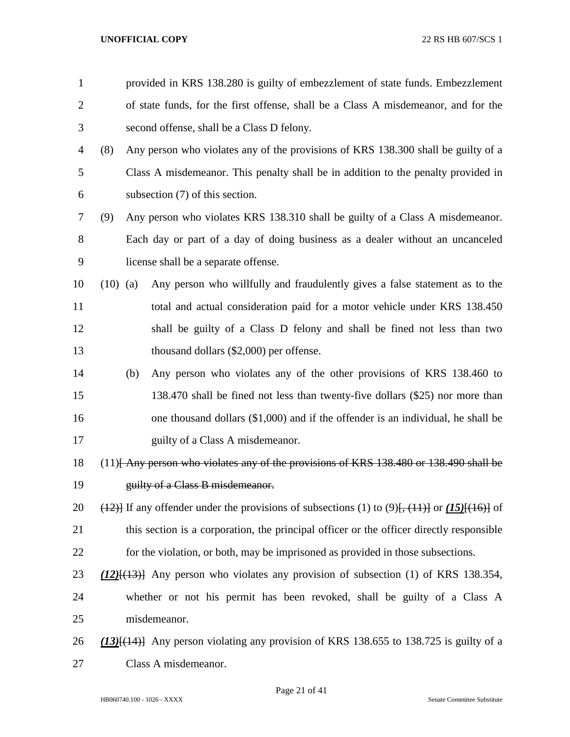provided in KRS 138.280 is guilty of embezzlement of state funds. Embezzlement of state funds, for the first offense, shall be a Class A misdemeanor, and for the second offense, shall be a Class D felony.

(8) Any person who violates any of the provisions of KRS 138.300 shall be guilty of a Class A misdemeanor. This penalty shall be in addition to the penalty provided in subsection (7) of this section.

(9) Any person who violates KRS 138.310 shall be guilty of a Class A misdemeanor. Each day or part of a day of doing business as a dealer without an uncanceled license shall be a separate offense.

(10) (a) Any person who willfully and fraudulently gives a false statement as to the total and actual consideration paid for a motor vehicle under KRS 138.450 shall be guilty of a Class D felony and shall be fined not less than two thousand dollars ($2,000) per offense.

(b) Any person who violates any of the other provisions of KRS 138.460 to 138.470 shall be fined not less than twenty-five dollars ($25) nor more than one thousand dollars ($1,000) and if the offender is an individual, he shall be guilty of a Class A misdemeanor.

(11)[ ~~Any person who violates any of the provisions of KRS 138.480 or 138.490 shall be guilty of a Class B misdemeanor.~~

~~(12)~~] If any offender under the provisions of subsections (1) to (9)[~~, (11)~~] or ***(15)***[~~(16)~~] of this section is a corporation, the principal officer or the officer directly responsible for the violation, or both, may be imprisoned as provided in those subsections.

***(12)***[~~(13)~~] Any person who violates any provision of subsection (1) of KRS 138.354, whether or not his permit has been revoked, shall be guilty of a Class A misdemeanor.

***(13)***[~~(14)~~] Any person violating any provision of KRS 138.655 to 138.725 is guilty of a Class A misdemeanor.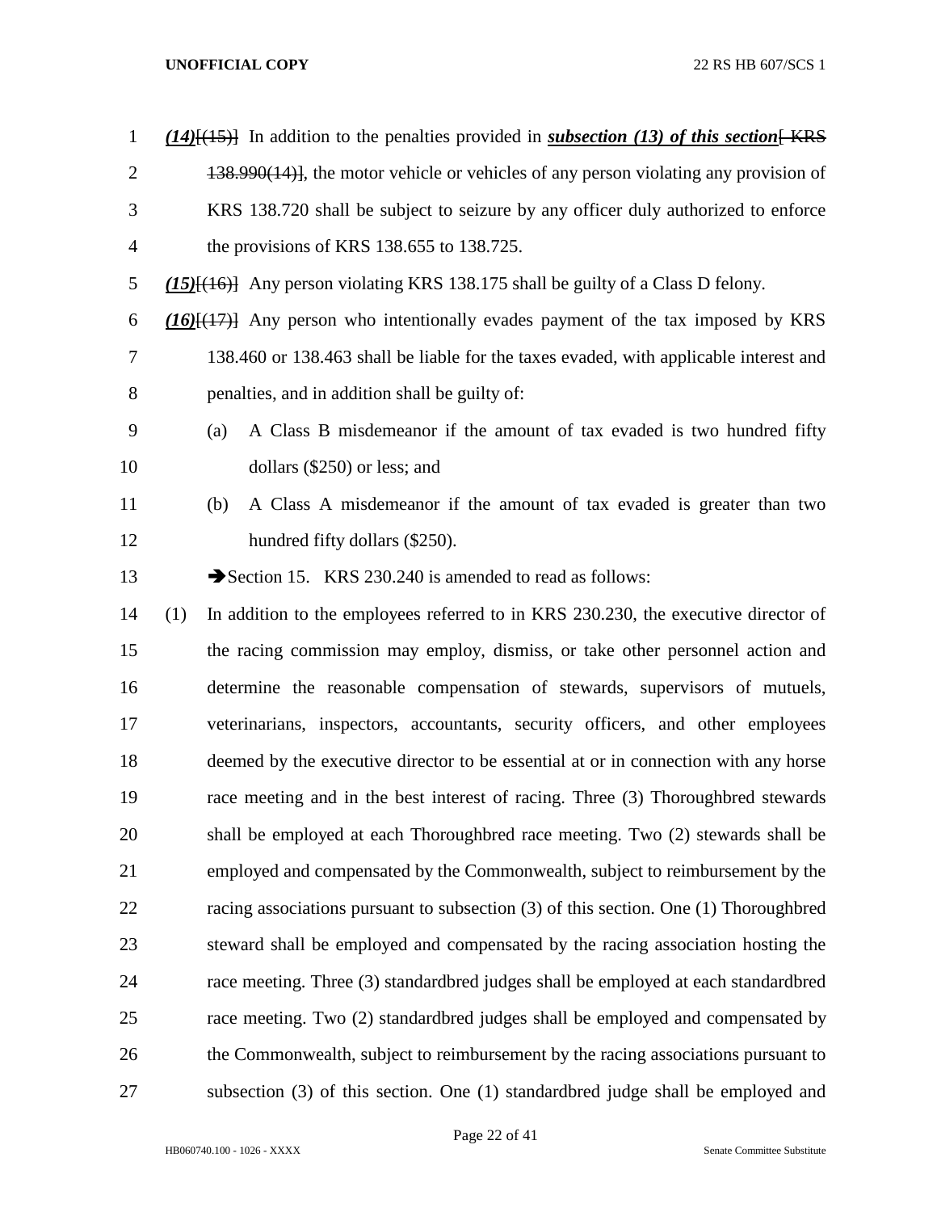*(14)*[(15)] In addition to the penalties provided in ***subsection (13) of this section***[ KRS 138.990(14)], the motor vehicle or vehicles of any person violating any provision of KRS 138.720 shall be subject to seizure by any officer duly authorized to enforce the provisions of KRS 138.655 to 138.725.

*(15)*[(16)] Any person violating KRS 138.175 shall be guilty of a Class D felony.

*(16)*[(17)] Any person who intentionally evades payment of the tax imposed by KRS 138.460 or 138.463 shall be liable for the taxes evaded, with applicable interest and penalties, and in addition shall be guilty of:

(a) A Class B misdemeanor if the amount of tax evaded is two hundred fifty dollars ($250) or less; and

(b) A Class A misdemeanor if the amount of tax evaded is greater than two hundred fifty dollars ($250).

➔Section 15. KRS 230.240 is amended to read as follows:

(1) In addition to the employees referred to in KRS 230.230, the executive director of the racing commission may employ, dismiss, or take other personnel action and determine the reasonable compensation of stewards, supervisors of mutuels, veterinarians, inspectors, accountants, security officers, and other employees deemed by the executive director to be essential at or in connection with any horse race meeting and in the best interest of racing. Three (3) Thoroughbred stewards shall be employed at each Thoroughbred race meeting. Two (2) stewards shall be employed and compensated by the Commonwealth, subject to reimbursement by the racing associations pursuant to subsection (3) of this section. One (1) Thoroughbred steward shall be employed and compensated by the racing association hosting the race meeting. Three (3) standardbred judges shall be employed at each standardbred race meeting. Two (2) standardbred judges shall be employed and compensated by the Commonwealth, subject to reimbursement by the racing associations pursuant to subsection (3) of this section. One (1) standardbred judge shall be employed and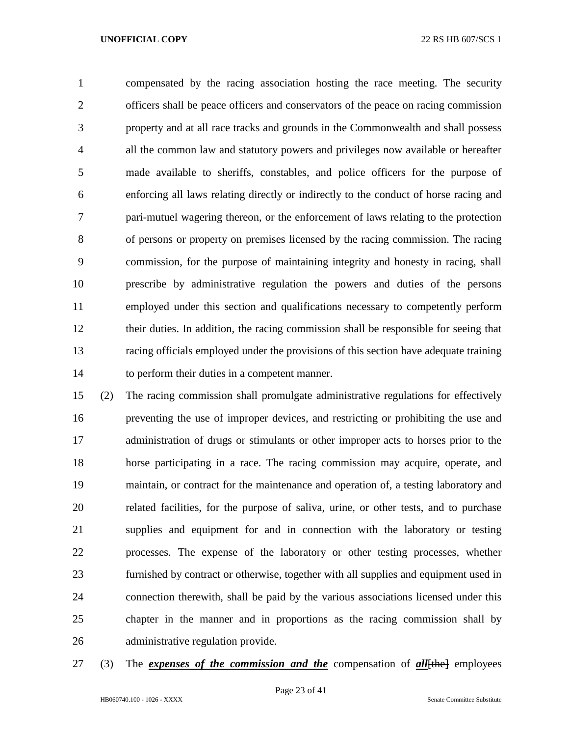compensated by the racing association hosting the race meeting. The security officers shall be peace officers and conservators of the peace on racing commission property and at all race tracks and grounds in the Commonwealth and shall possess all the common law and statutory powers and privileges now available or hereafter made available to sheriffs, constables, and police officers for the purpose of enforcing all laws relating directly or indirectly to the conduct of horse racing and pari-mutuel wagering thereon, or the enforcement of laws relating to the protection of persons or property on premises licensed by the racing commission. The racing commission, for the purpose of maintaining integrity and honesty in racing, shall prescribe by administrative regulation the powers and duties of the persons employed under this section and qualifications necessary to competently perform their duties. In addition, the racing commission shall be responsible for seeing that racing officials employed under the provisions of this section have adequate training to perform their duties in a competent manner.

(2) The racing commission shall promulgate administrative regulations for effectively preventing the use of improper devices, and restricting or prohibiting the use and administration of drugs or stimulants or other improper acts to horses prior to the horse participating in a race. The racing commission may acquire, operate, and maintain, or contract for the maintenance and operation of, a testing laboratory and related facilities, for the purpose of saliva, urine, or other tests, and to purchase supplies and equipment for and in connection with the laboratory or testing processes. The expense of the laboratory or other testing processes, whether furnished by contract or otherwise, together with all supplies and equipment used in connection therewith, shall be paid by the various associations licensed under this chapter in the manner and in proportions as the racing commission shall by administrative regulation provide.

(3) The ***expenses of the commission and the*** compensation of ***all***~~[the]~~ employees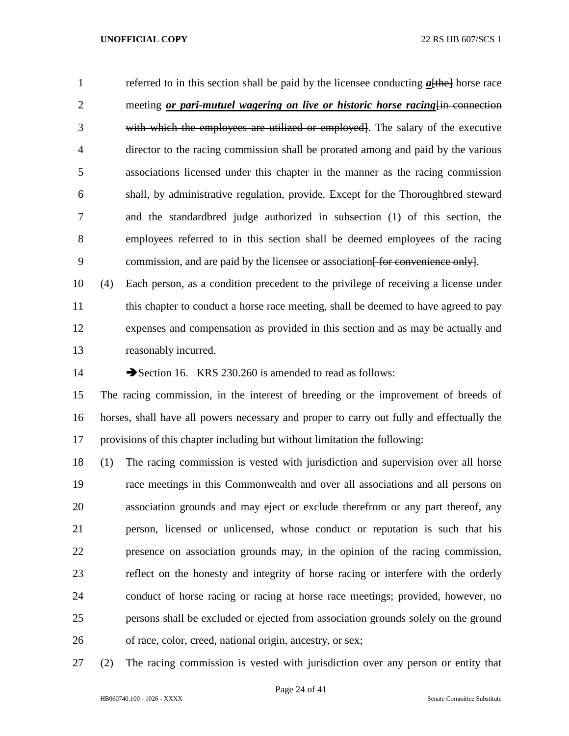referred to in this section shall be paid by the licensee conducting ***a***~~[the]~~ horse race meeting ***or pari-mutuel wagering on live or historic horse racing***~~[in connection with which the employees are utilized or employed]~~. The salary of the executive director to the racing commission shall be prorated among and paid by the various associations licensed under this chapter in the manner as the racing commission shall, by administrative regulation, provide. Except for the Thoroughbred steward and the standardbred judge authorized in subsection (1) of this section, the employees referred to in this section shall be deemed employees of the racing commission, and are paid by the licensee or association~~[ for convenience only]~~.

(4) Each person, as a condition precedent to the privilege of receiving a license under this chapter to conduct a horse race meeting, shall be deemed to have agreed to pay expenses and compensation as provided in this section and as may be actually and reasonably incurred.

➔Section 16. KRS 230.260 is amended to read as follows:

The racing commission, in the interest of breeding or the improvement of breeds of horses, shall have all powers necessary and proper to carry out fully and effectually the provisions of this chapter including but without limitation the following:

(1) The racing commission is vested with jurisdiction and supervision over all horse race meetings in this Commonwealth and over all associations and all persons on association grounds and may eject or exclude therefrom or any part thereof, any person, licensed or unlicensed, whose conduct or reputation is such that his presence on association grounds may, in the opinion of the racing commission, reflect on the honesty and integrity of horse racing or interfere with the orderly conduct of horse racing or racing at horse race meetings; provided, however, no persons shall be excluded or ejected from association grounds solely on the ground of race, color, creed, national origin, ancestry, or sex;

(2) The racing commission is vested with jurisdiction over any person or entity that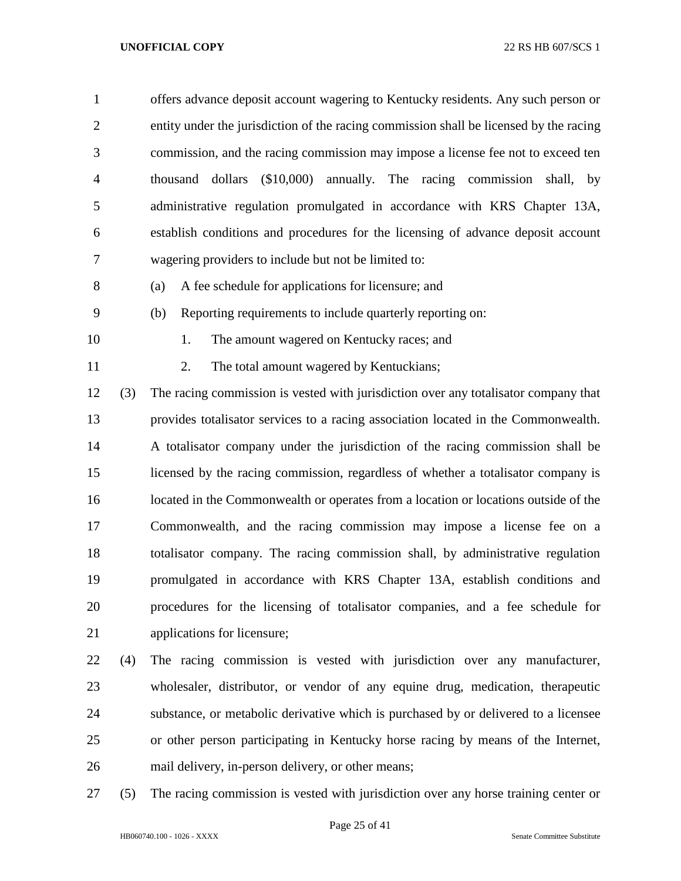offers advance deposit account wagering to Kentucky residents. Any such person or entity under the jurisdiction of the racing commission shall be licensed by the racing commission, and the racing commission may impose a license fee not to exceed ten thousand dollars ($10,000) annually. The racing commission shall, by administrative regulation promulgated in accordance with KRS Chapter 13A, establish conditions and procedures for the licensing of advance deposit account wagering providers to include but not be limited to:

(a) A fee schedule for applications for licensure; and

(b) Reporting requirements to include quarterly reporting on:

1. The amount wagered on Kentucky races; and

2. The total amount wagered by Kentuckians;

(3) The racing commission is vested with jurisdiction over any totalisator company that provides totalisator services to a racing association located in the Commonwealth. A totalisator company under the jurisdiction of the racing commission shall be licensed by the racing commission, regardless of whether a totalisator company is located in the Commonwealth or operates from a location or locations outside of the Commonwealth, and the racing commission may impose a license fee on a totalisator company. The racing commission shall, by administrative regulation promulgated in accordance with KRS Chapter 13A, establish conditions and procedures for the licensing of totalisator companies, and a fee schedule for applications for licensure;

(4) The racing commission is vested with jurisdiction over any manufacturer, wholesaler, distributor, or vendor of any equine drug, medication, therapeutic substance, or metabolic derivative which is purchased by or delivered to a licensee or other person participating in Kentucky horse racing by means of the Internet, mail delivery, in-person delivery, or other means;

(5) The racing commission is vested with jurisdiction over any horse training center or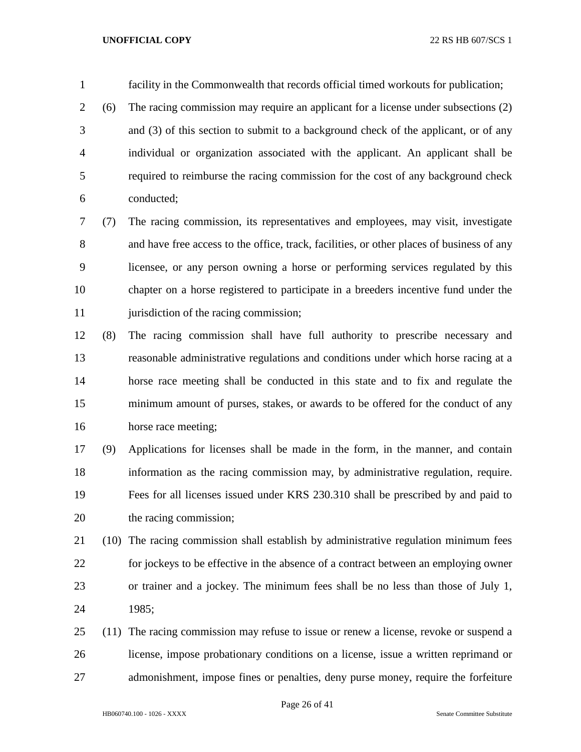facility in the Commonwealth that records official timed workouts for publication;

(6) The racing commission may require an applicant for a license under subsections (2) and (3) of this section to submit to a background check of the applicant, or of any individual or organization associated with the applicant. An applicant shall be required to reimburse the racing commission for the cost of any background check conducted;

(7) The racing commission, its representatives and employees, may visit, investigate and have free access to the office, track, facilities, or other places of business of any licensee, or any person owning a horse or performing services regulated by this chapter on a horse registered to participate in a breeders incentive fund under the jurisdiction of the racing commission;

(8) The racing commission shall have full authority to prescribe necessary and reasonable administrative regulations and conditions under which horse racing at a horse race meeting shall be conducted in this state and to fix and regulate the minimum amount of purses, stakes, or awards to be offered for the conduct of any horse race meeting;

(9) Applications for licenses shall be made in the form, in the manner, and contain information as the racing commission may, by administrative regulation, require. Fees for all licenses issued under KRS 230.310 shall be prescribed by and paid to the racing commission;

(10) The racing commission shall establish by administrative regulation minimum fees for jockeys to be effective in the absence of a contract between an employing owner or trainer and a jockey. The minimum fees shall be no less than those of July 1, 1985;

(11) The racing commission may refuse to issue or renew a license, revoke or suspend a license, impose probationary conditions on a license, issue a written reprimand or admonishment, impose fines or penalties, deny purse money, require the forfeiture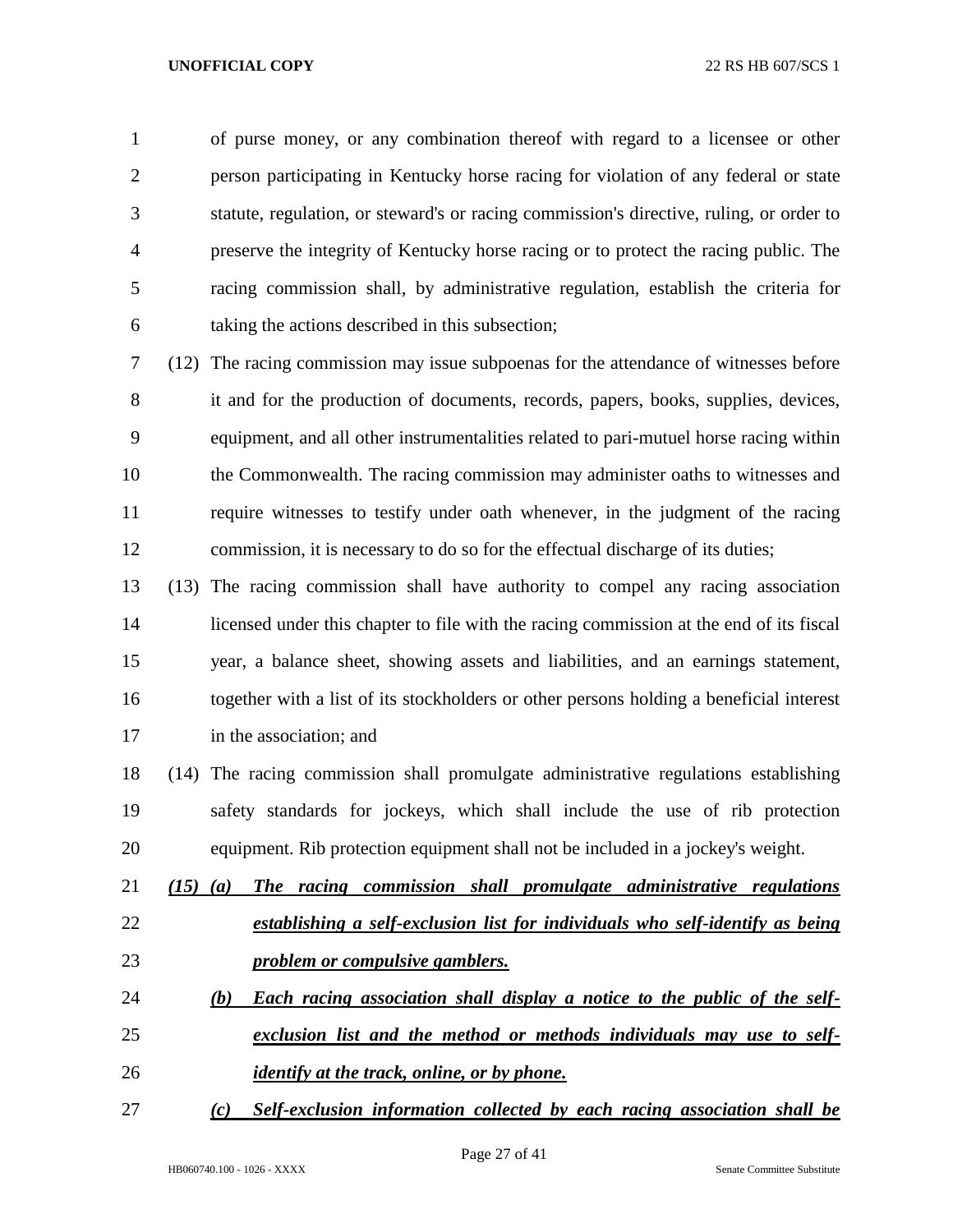of purse money, or any combination thereof with regard to a licensee or other person participating in Kentucky horse racing for violation of any federal or state statute, regulation, or steward's or racing commission's directive, ruling, or order to preserve the integrity of Kentucky horse racing or to protect the racing public. The racing commission shall, by administrative regulation, establish the criteria for taking the actions described in this subsection;

(12) The racing commission may issue subpoenas for the attendance of witnesses before it and for the production of documents, records, papers, books, supplies, devices, equipment, and all other instrumentalities related to pari-mutuel horse racing within the Commonwealth. The racing commission may administer oaths to witnesses and require witnesses to testify under oath whenever, in the judgment of the racing commission, it is necessary to do so for the effectual discharge of its duties;

(13) The racing commission shall have authority to compel any racing association licensed under this chapter to file with the racing commission at the end of its fiscal year, a balance sheet, showing assets and liabilities, and an earnings statement, together with a list of its stockholders or other persons holding a beneficial interest in the association; and

(14) The racing commission shall promulgate administrative regulations establishing safety standards for jockeys, which shall include the use of rib protection equipment. Rib protection equipment shall not be included in a jockey's weight.

***(15) (a) The racing commission shall promulgate administrative regulations establishing a self-exclusion list for individuals who self-identify as being problem or compulsive gamblers.***

***(b) Each racing association shall display a notice to the public of the self-exclusion list and the method or methods individuals may use to self-identify at the track, online, or by phone.***

***(c) Self-exclusion information collected by each racing association shall be***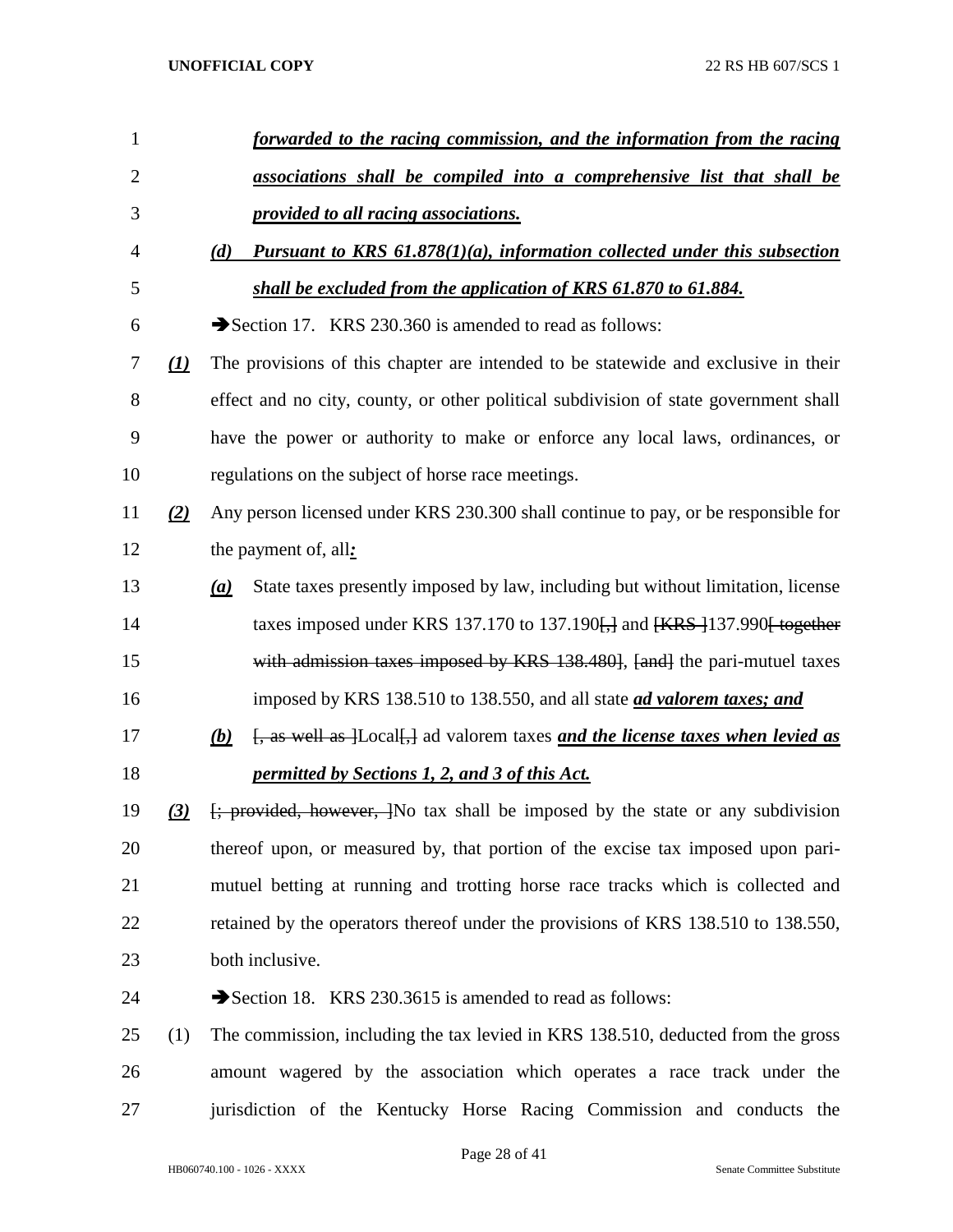***forwarded to the racing commission, and the information from the racing associations shall be compiled into a comprehensive list that shall be provided to all racing associations.***

***(d) Pursuant to KRS 61.878(1)(a), information collected under this subsection shall be excluded from the application of KRS 61.870 to 61.884.***

➔Section 17. KRS 230.360 is amended to read as follows:

***(1)*** The provisions of this chapter are intended to be statewide and exclusive in their effect and no city, county, or other political subdivision of state government shall have the power or authority to make or enforce any local laws, ordinances, or regulations on the subject of horse race meetings.

***(2)*** Any person licensed under KRS 230.300 shall continue to pay, or be responsible for the payment of, all***:***

***(a)*** State taxes presently imposed by law, including but without limitation, license taxes imposed under KRS 137.170 to 137.190~~[,]~~ and ~~[KRS ]~~137.990~~[ together with admission taxes imposed by KRS 138.480]~~, ~~[and]~~ the pari-mutuel taxes imposed by KRS 138.510 to 138.550, and all state ***ad valorem taxes; and***

***(b)*** ~~[, as well as ]~~Local~~[,]~~ ad valorem taxes ***and the license taxes when levied as permitted by Sections 1, 2, and 3 of this Act.***

***(3)*** ~~[; provided, however, ]~~No tax shall be imposed by the state or any subdivision thereof upon, or measured by, that portion of the excise tax imposed upon pari-mutuel betting at running and trotting horse race tracks which is collected and retained by the operators thereof under the provisions of KRS 138.510 to 138.550, both inclusive.

➔Section 18. KRS 230.3615 is amended to read as follows:

(1) The commission, including the tax levied in KRS 138.510, deducted from the gross amount wagered by the association which operates a race track under the jurisdiction of the Kentucky Horse Racing Commission and conducts the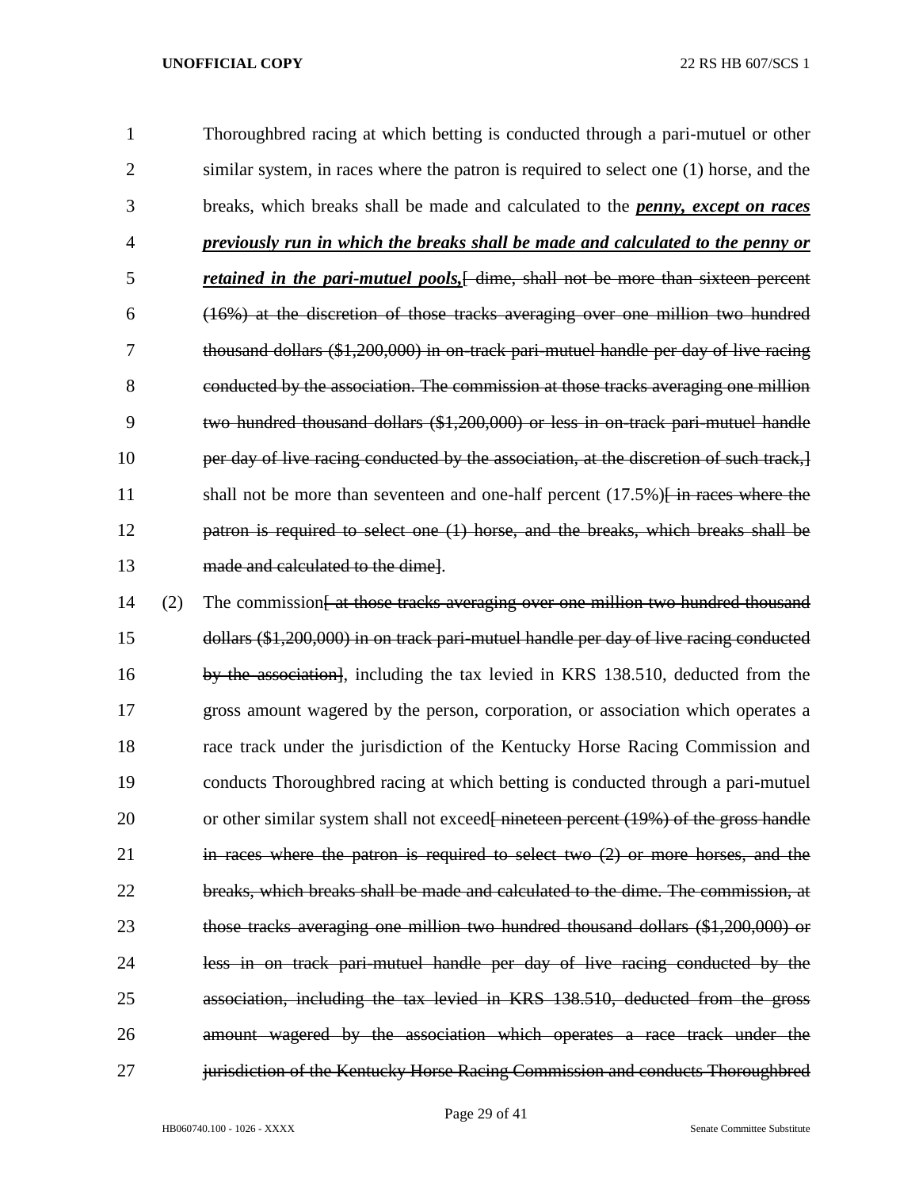Thoroughbred racing at which betting is conducted through a pari-mutuel or other similar system, in races where the patron is required to select one (1) horse, and the breaks, which breaks shall be made and calculated to the ***penny, except on races previously run in which the breaks shall be made and calculated to the penny or retained in the pari-mutuel pools,***[ ~~dime, shall not be more than sixteen percent (16%) at the discretion of those tracks averaging over one million two hundred thousand dollars ($1,200,000) in on-track pari-mutuel handle per day of live racing conducted by the association. The commission at those tracks averaging one million two hundred thousand dollars ($1,200,000) or less in on-track pari-mutuel handle per day of live racing conducted by the association, at the discretion of such track,~~] shall not be more than seventeen and one-half percent (17.5%)[~~ in races where the patron is required to select one (1) horse, and the breaks, which breaks shall be made and calculated to the dime~~].

(2) The commission[~~ at those tracks averaging over one million two hundred thousand dollars ($1,200,000) in on track pari-mutuel handle per day of live racing conducted by the association~~], including the tax levied in KRS 138.510, deducted from the gross amount wagered by the person, corporation, or association which operates a race track under the jurisdiction of the Kentucky Horse Racing Commission and conducts Thoroughbred racing at which betting is conducted through a pari-mutuel or other similar system shall not exceed[~~ nineteen percent (19%) of the gross handle in races where the patron is required to select two (2) or more horses, and the breaks, which breaks shall be made and calculated to the dime. The commission, at those tracks averaging one million two hundred thousand dollars ($1,200,000) or less in on track pari-mutuel handle per day of live racing conducted by the association, including the tax levied in KRS 138.510, deducted from the gross amount wagered by the association which operates a race track under the jurisdiction of the Kentucky Horse Racing Commission and conducts Thoroughbred~~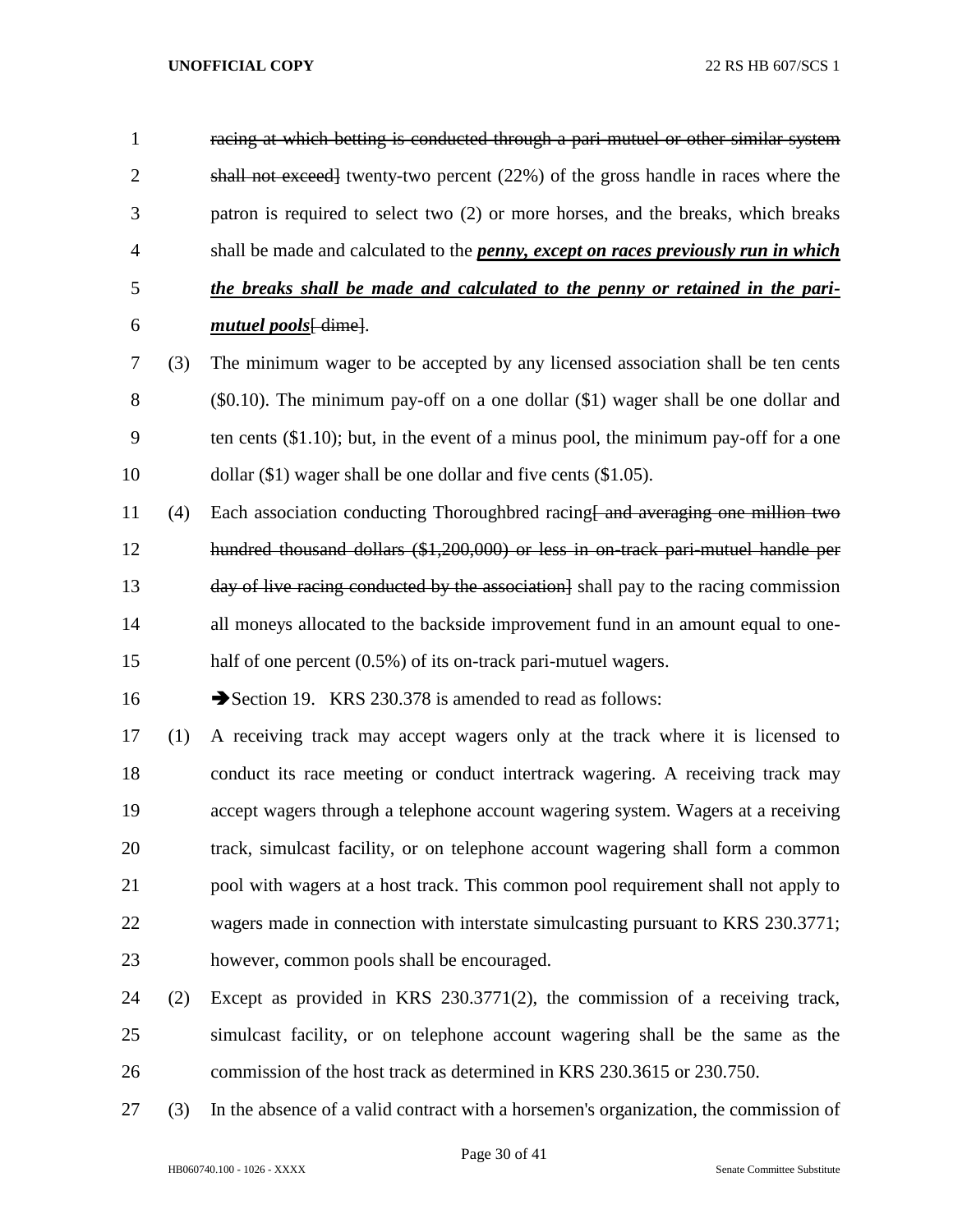racing at which betting is conducted through a pari-mutuel or other similar system shall not exceed] twenty-two percent (22%) of the gross handle in races where the patron is required to select two (2) or more horses, and the breaks, which breaks shall be made and calculated to the ***penny, except on races previously run in which the breaks shall be made and calculated to the penny or retained in the pari-mutuel pools***[ dime].

(3) The minimum wager to be accepted by any licensed association shall be ten cents ($0.10). The minimum pay-off on a one dollar ($1) wager shall be one dollar and ten cents ($1.10); but, in the event of a minus pool, the minimum pay-off for a one dollar ($1) wager shall be one dollar and five cents ($1.05).

(4) Each association conducting Thoroughbred racing[ and averaging one million two hundred thousand dollars ($1,200,000) or less in on-track pari-mutuel handle per day of live racing conducted by the association] shall pay to the racing commission all moneys allocated to the backside improvement fund in an amount equal to one-half of one percent (0.5%) of its on-track pari-mutuel wagers.

➔Section 19. KRS 230.378 is amended to read as follows:

(1) A receiving track may accept wagers only at the track where it is licensed to conduct its race meeting or conduct intertrack wagering. A receiving track may accept wagers through a telephone account wagering system. Wagers at a receiving track, simulcast facility, or on telephone account wagering shall form a common pool with wagers at a host track. This common pool requirement shall not apply to wagers made in connection with interstate simulcasting pursuant to KRS 230.3771; however, common pools shall be encouraged.

(2) Except as provided in KRS 230.3771(2), the commission of a receiving track, simulcast facility, or on telephone account wagering shall be the same as the commission of the host track as determined in KRS 230.3615 or 230.750.

(3) In the absence of a valid contract with a horsemen's organization, the commission of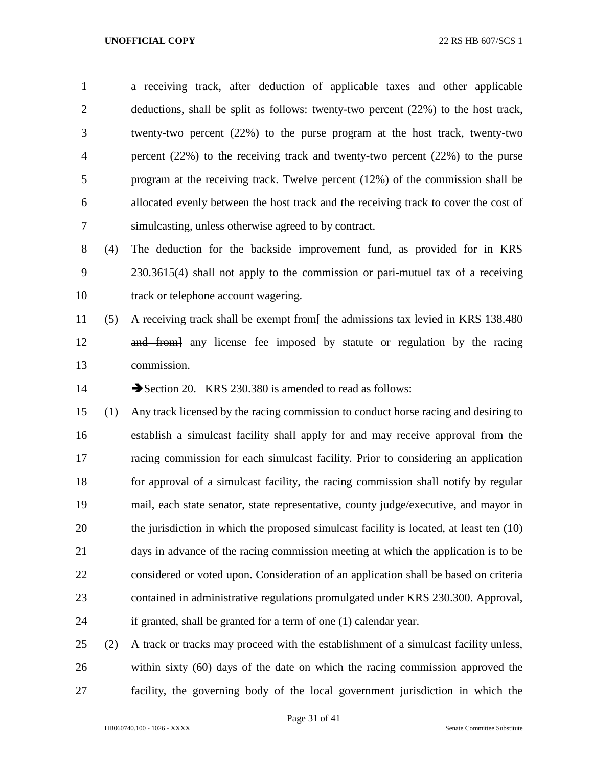a receiving track, after deduction of applicable taxes and other applicable deductions, shall be split as follows: twenty-two percent (22%) to the host track, twenty-two percent (22%) to the purse program at the host track, twenty-two percent (22%) to the receiving track and twenty-two percent (22%) to the purse program at the receiving track. Twelve percent (12%) of the commission shall be allocated evenly between the host track and the receiving track to cover the cost of simulcasting, unless otherwise agreed to by contract.

(4) The deduction for the backside improvement fund, as provided for in KRS 230.3615(4) shall not apply to the commission or pari-mutuel tax of a receiving track or telephone account wagering.

(5) A receiving track shall be exempt from~~[ the admissions tax levied in KRS 138.480 and from]~~ any license fee imposed by statute or regulation by the racing commission.

➔Section 20. KRS 230.380 is amended to read as follows:

(1) Any track licensed by the racing commission to conduct horse racing and desiring to establish a simulcast facility shall apply for and may receive approval from the racing commission for each simulcast facility. Prior to considering an application for approval of a simulcast facility, the racing commission shall notify by regular mail, each state senator, state representative, county judge/executive, and mayor in the jurisdiction in which the proposed simulcast facility is located, at least ten (10) days in advance of the racing commission meeting at which the application is to be considered or voted upon. Consideration of an application shall be based on criteria contained in administrative regulations promulgated under KRS 230.300. Approval, if granted, shall be granted for a term of one (1) calendar year.

(2) A track or tracks may proceed with the establishment of a simulcast facility unless, within sixty (60) days of the date on which the racing commission approved the facility, the governing body of the local government jurisdiction in which the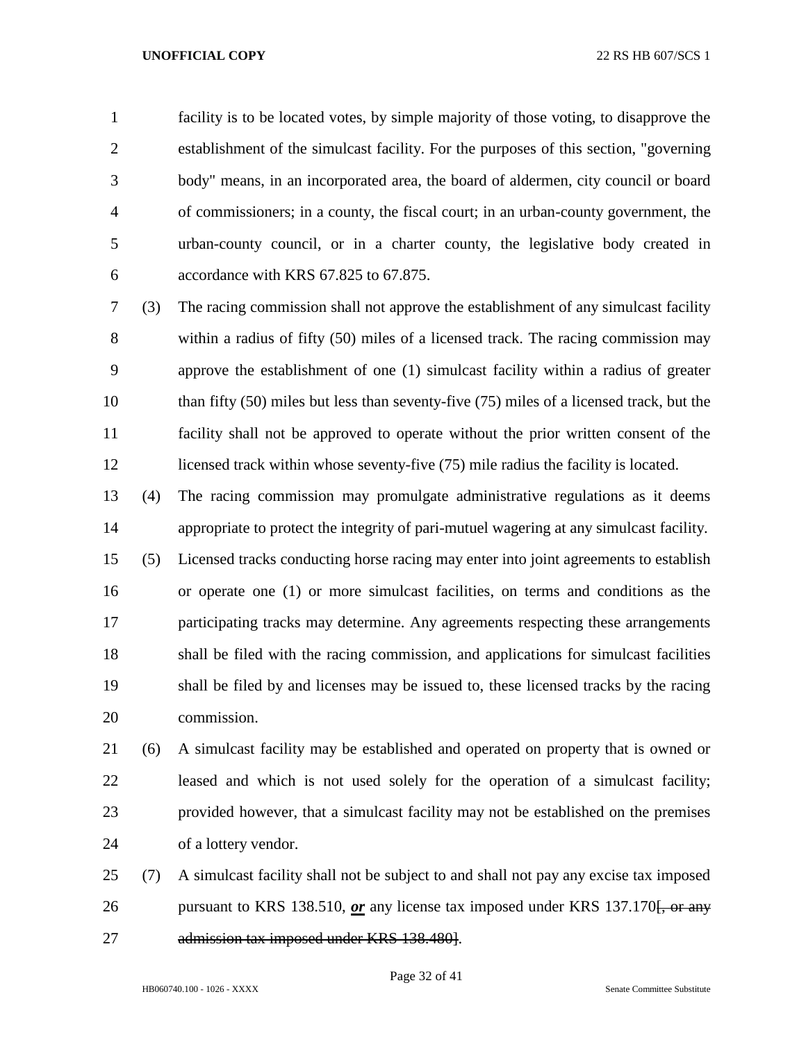facility is to be located votes, by simple majority of those voting, to disapprove the establishment of the simulcast facility. For the purposes of this section, "governing body" means, in an incorporated area, the board of aldermen, city council or board of commissioners; in a county, the fiscal court; in an urban-county government, the urban-county council, or in a charter county, the legislative body created in accordance with KRS 67.825 to 67.875.

(3) The racing commission shall not approve the establishment of any simulcast facility within a radius of fifty (50) miles of a licensed track. The racing commission may approve the establishment of one (1) simulcast facility within a radius of greater than fifty (50) miles but less than seventy-five (75) miles of a licensed track, but the facility shall not be approved to operate without the prior written consent of the licensed track within whose seventy-five (75) mile radius the facility is located.

(4) The racing commission may promulgate administrative regulations as it deems appropriate to protect the integrity of pari-mutuel wagering at any simulcast facility.

(5) Licensed tracks conducting horse racing may enter into joint agreements to establish or operate one (1) or more simulcast facilities, on terms and conditions as the participating tracks may determine. Any agreements respecting these arrangements shall be filed with the racing commission, and applications for simulcast facilities shall be filed by and licenses may be issued to, these licensed tracks by the racing commission.

(6) A simulcast facility may be established and operated on property that is owned or leased and which is not used solely for the operation of a simulcast facility; provided however, that a simulcast facility may not be established on the premises of a lottery vendor.

(7) A simulcast facility shall not be subject to and shall not pay any excise tax imposed pursuant to KRS 138.510, ***or*** any license tax imposed under KRS 137.170[~~, or any admission tax imposed under KRS 138.480~~].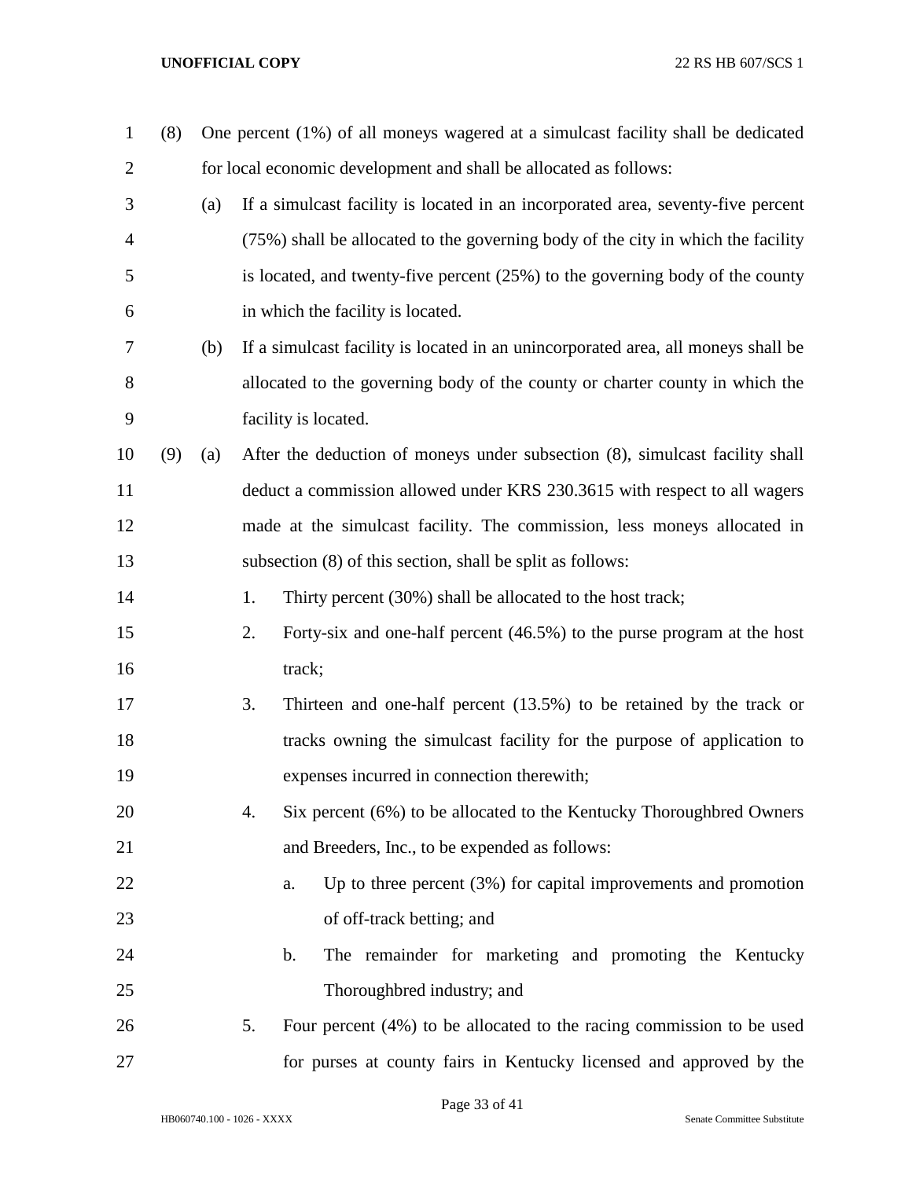(8) One percent (1%) of all moneys wagered at a simulcast facility shall be dedicated for local economic development and shall be allocated as follows:

(a) If a simulcast facility is located in an incorporated area, seventy-five percent (75%) shall be allocated to the governing body of the city in which the facility is located, and twenty-five percent (25%) to the governing body of the county in which the facility is located.

(b) If a simulcast facility is located in an unincorporated area, all moneys shall be allocated to the governing body of the county or charter county in which the facility is located.

(9) (a) After the deduction of moneys under subsection (8), simulcast facility shall deduct a commission allowed under KRS 230.3615 with respect to all wagers made at the simulcast facility. The commission, less moneys allocated in subsection (8) of this section, shall be split as follows:

1. Thirty percent (30%) shall be allocated to the host track;

2. Forty-six and one-half percent (46.5%) to the purse program at the host track;

3. Thirteen and one-half percent (13.5%) to be retained by the track or tracks owning the simulcast facility for the purpose of application to expenses incurred in connection therewith;

4. Six percent (6%) to be allocated to the Kentucky Thoroughbred Owners and Breeders, Inc., to be expended as follows:

   a. Up to three percent (3%) for capital improvements and promotion of off-track betting; and

   b. The remainder for marketing and promoting the Kentucky Thoroughbred industry; and

5. Four percent (4%) to be allocated to the racing commission to be used for purses at county fairs in Kentucky licensed and approved by the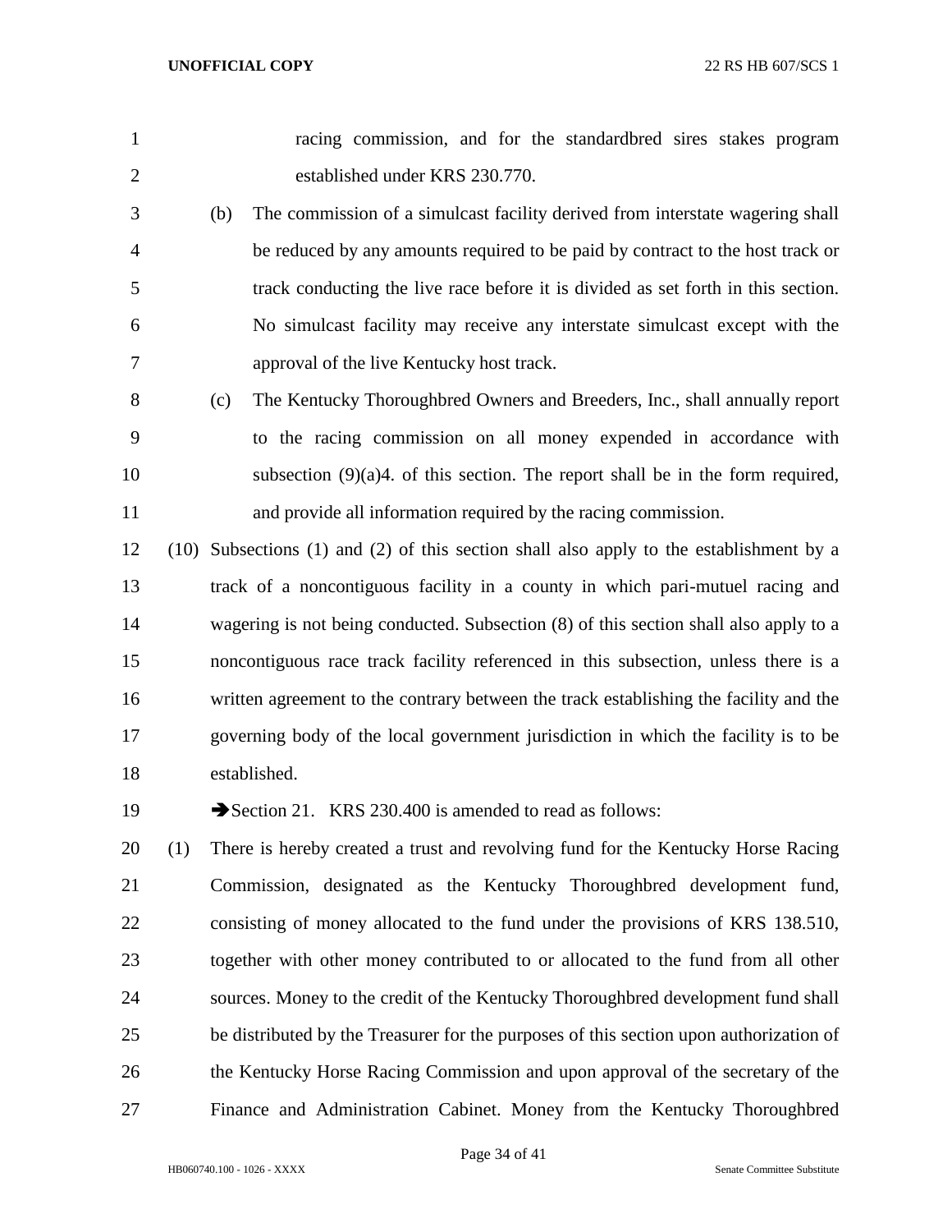racing commission, and for the standardbred sires stakes program established under KRS 230.770.

(b) The commission of a simulcast facility derived from interstate wagering shall be reduced by any amounts required to be paid by contract to the host track or track conducting the live race before it is divided as set forth in this section. No simulcast facility may receive any interstate simulcast except with the approval of the live Kentucky host track.

(c) The Kentucky Thoroughbred Owners and Breeders, Inc., shall annually report to the racing commission on all money expended in accordance with subsection (9)(a)4. of this section. The report shall be in the form required, and provide all information required by the racing commission.

(10) Subsections (1) and (2) of this section shall also apply to the establishment by a track of a noncontiguous facility in a county in which pari-mutuel racing and wagering is not being conducted. Subsection (8) of this section shall also apply to a noncontiguous race track facility referenced in this subsection, unless there is a written agreement to the contrary between the track establishing the facility and the governing body of the local government jurisdiction in which the facility is to be established.

➔Section 21. KRS 230.400 is amended to read as follows:

(1) There is hereby created a trust and revolving fund for the Kentucky Horse Racing Commission, designated as the Kentucky Thoroughbred development fund, consisting of money allocated to the fund under the provisions of KRS 138.510, together with other money contributed to or allocated to the fund from all other sources. Money to the credit of the Kentucky Thoroughbred development fund shall be distributed by the Treasurer for the purposes of this section upon authorization of the Kentucky Horse Racing Commission and upon approval of the secretary of the Finance and Administration Cabinet. Money from the Kentucky Thoroughbred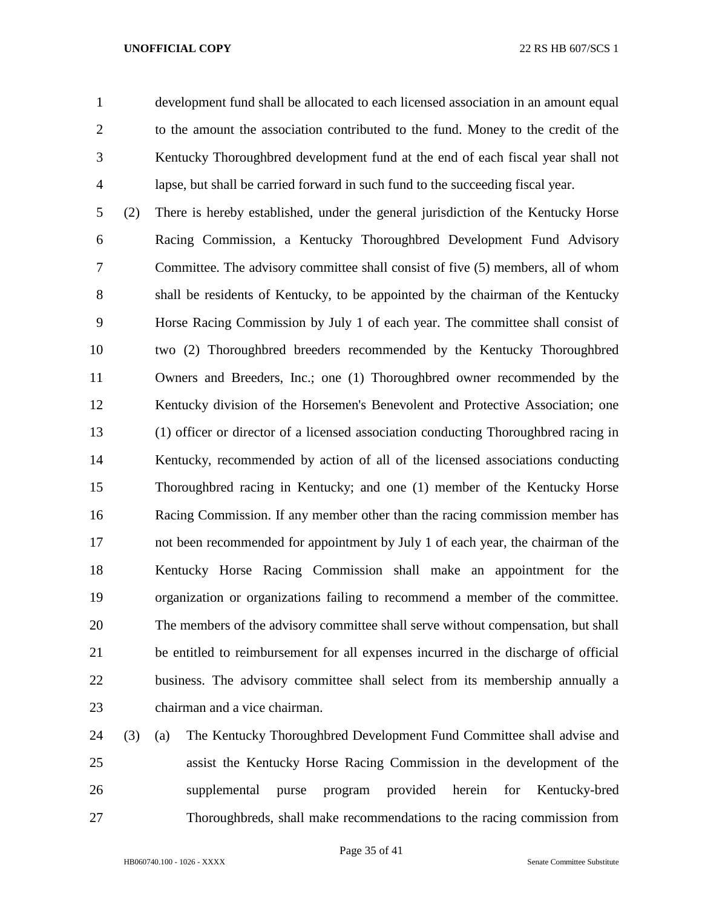development fund shall be allocated to each licensed association in an amount equal to the amount the association contributed to the fund. Money to the credit of the Kentucky Thoroughbred development fund at the end of each fiscal year shall not lapse, but shall be carried forward in such fund to the succeeding fiscal year.

(2) There is hereby established, under the general jurisdiction of the Kentucky Horse Racing Commission, a Kentucky Thoroughbred Development Fund Advisory Committee. The advisory committee shall consist of five (5) members, all of whom shall be residents of Kentucky, to be appointed by the chairman of the Kentucky Horse Racing Commission by July 1 of each year. The committee shall consist of two (2) Thoroughbred breeders recommended by the Kentucky Thoroughbred Owners and Breeders, Inc.; one (1) Thoroughbred owner recommended by the Kentucky division of the Horsemen's Benevolent and Protective Association; one (1) officer or director of a licensed association conducting Thoroughbred racing in Kentucky, recommended by action of all of the licensed associations conducting Thoroughbred racing in Kentucky; and one (1) member of the Kentucky Horse Racing Commission. If any member other than the racing commission member has not been recommended for appointment by July 1 of each year, the chairman of the Kentucky Horse Racing Commission shall make an appointment for the organization or organizations failing to recommend a member of the committee. The members of the advisory committee shall serve without compensation, but shall be entitled to reimbursement for all expenses incurred in the discharge of official business. The advisory committee shall select from its membership annually a chairman and a vice chairman.

(3) (a) The Kentucky Thoroughbred Development Fund Committee shall advise and assist the Kentucky Horse Racing Commission in the development of the supplemental purse program provided herein for Kentucky-bred Thoroughbreds, shall make recommendations to the racing commission from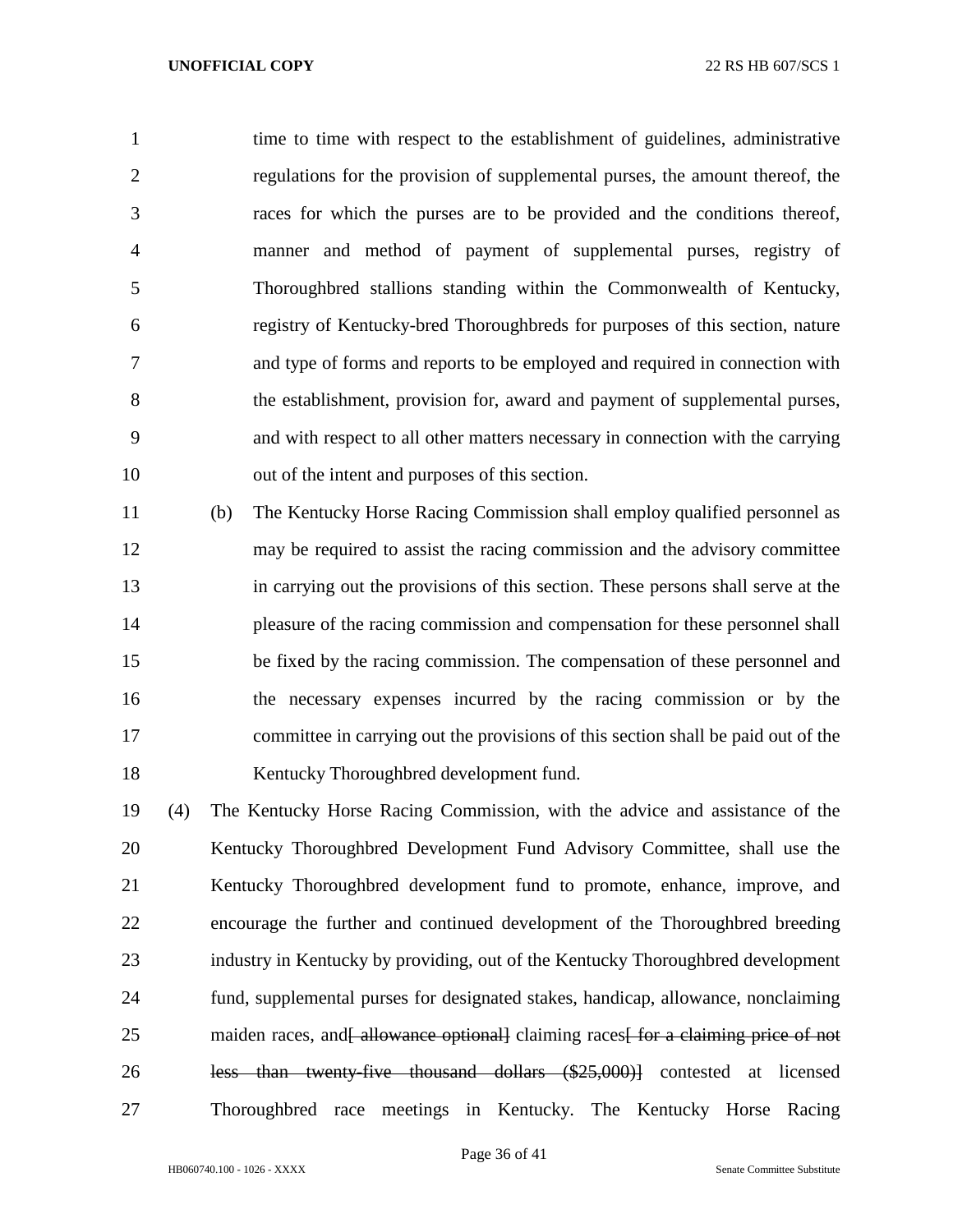time to time with respect to the establishment of guidelines, administrative regulations for the provision of supplemental purses, the amount thereof, the races for which the purses are to be provided and the conditions thereof, manner and method of payment of supplemental purses, registry of Thoroughbred stallions standing within the Commonwealth of Kentucky, registry of Kentucky-bred Thoroughbreds for purposes of this section, nature and type of forms and reports to be employed and required in connection with the establishment, provision for, award and payment of supplemental purses, and with respect to all other matters necessary in connection with the carrying out of the intent and purposes of this section.

(b) The Kentucky Horse Racing Commission shall employ qualified personnel as may be required to assist the racing commission and the advisory committee in carrying out the provisions of this section. These persons shall serve at the pleasure of the racing commission and compensation for these personnel shall be fixed by the racing commission. The compensation of these personnel and the necessary expenses incurred by the racing commission or by the committee in carrying out the provisions of this section shall be paid out of the Kentucky Thoroughbred development fund.

(4) The Kentucky Horse Racing Commission, with the advice and assistance of the Kentucky Thoroughbred Development Fund Advisory Committee, shall use the Kentucky Thoroughbred development fund to promote, enhance, improve, and encourage the further and continued development of the Thoroughbred breeding industry in Kentucky by providing, out of the Kentucky Thoroughbred development fund, supplemental purses for designated stakes, handicap, allowance, nonclaiming maiden races, and~~[ allowance optional]~~ claiming races~~[ for a claiming price of not less than twenty-five thousand dollars ($25,000)]~~ contested at licensed Thoroughbred race meetings in Kentucky. The Kentucky Horse Racing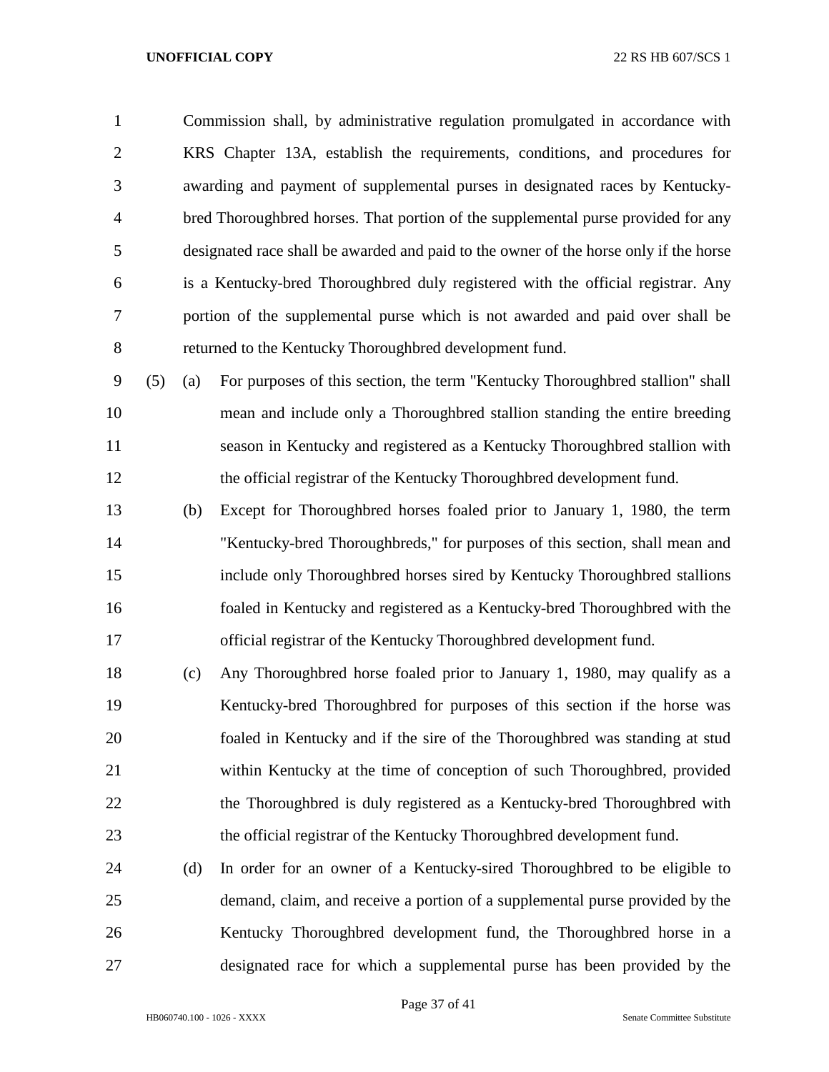Commission shall, by administrative regulation promulgated in accordance with KRS Chapter 13A, establish the requirements, conditions, and procedures for awarding and payment of supplemental purses in designated races by Kentucky-bred Thoroughbred horses. That portion of the supplemental purse provided for any designated race shall be awarded and paid to the owner of the horse only if the horse is a Kentucky-bred Thoroughbred duly registered with the official registrar. Any portion of the supplemental purse which is not awarded and paid over shall be returned to the Kentucky Thoroughbred development fund.

(5) (a) For purposes of this section, the term "Kentucky Thoroughbred stallion" shall mean and include only a Thoroughbred stallion standing the entire breeding season in Kentucky and registered as a Kentucky Thoroughbred stallion with the official registrar of the Kentucky Thoroughbred development fund.

(b) Except for Thoroughbred horses foaled prior to January 1, 1980, the term "Kentucky-bred Thoroughbreds," for purposes of this section, shall mean and include only Thoroughbred horses sired by Kentucky Thoroughbred stallions foaled in Kentucky and registered as a Kentucky-bred Thoroughbred with the official registrar of the Kentucky Thoroughbred development fund.

(c) Any Thoroughbred horse foaled prior to January 1, 1980, may qualify as a Kentucky-bred Thoroughbred for purposes of this section if the horse was foaled in Kentucky and if the sire of the Thoroughbred was standing at stud within Kentucky at the time of conception of such Thoroughbred, provided the Thoroughbred is duly registered as a Kentucky-bred Thoroughbred with the official registrar of the Kentucky Thoroughbred development fund.

(d) In order for an owner of a Kentucky-sired Thoroughbred to be eligible to demand, claim, and receive a portion of a supplemental purse provided by the Kentucky Thoroughbred development fund, the Thoroughbred horse in a designated race for which a supplemental purse has been provided by the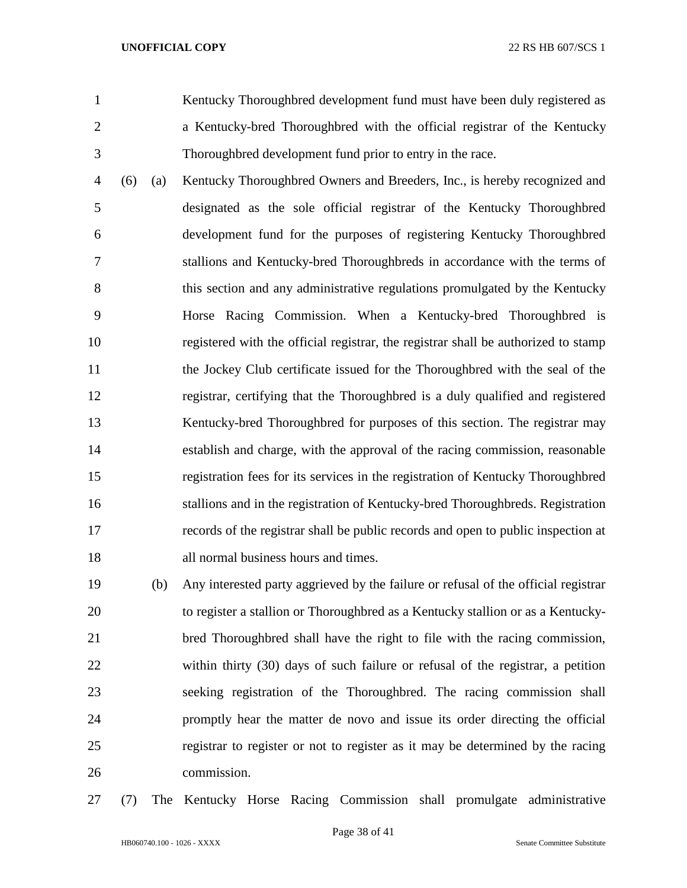Kentucky Thoroughbred development fund must have been duly registered as a Kentucky-bred Thoroughbred with the official registrar of the Kentucky Thoroughbred development fund prior to entry in the race.

(6) (a) Kentucky Thoroughbred Owners and Breeders, Inc., is hereby recognized and designated as the sole official registrar of the Kentucky Thoroughbred development fund for the purposes of registering Kentucky Thoroughbred stallions and Kentucky-bred Thoroughbreds in accordance with the terms of this section and any administrative regulations promulgated by the Kentucky Horse Racing Commission. When a Kentucky-bred Thoroughbred is registered with the official registrar, the registrar shall be authorized to stamp the Jockey Club certificate issued for the Thoroughbred with the seal of the registrar, certifying that the Thoroughbred is a duly qualified and registered Kentucky-bred Thoroughbred for purposes of this section. The registrar may establish and charge, with the approval of the racing commission, reasonable registration fees for its services in the registration of Kentucky Thoroughbred stallions and in the registration of Kentucky-bred Thoroughbreds. Registration records of the registrar shall be public records and open to public inspection at all normal business hours and times.

(b) Any interested party aggrieved by the failure or refusal of the official registrar to register a stallion or Thoroughbred as a Kentucky stallion or as a Kentucky-bred Thoroughbred shall have the right to file with the racing commission, within thirty (30) days of such failure or refusal of the registrar, a petition seeking registration of the Thoroughbred. The racing commission shall promptly hear the matter de novo and issue its order directing the official registrar to register or not to register as it may be determined by the racing commission.

(7) The Kentucky Horse Racing Commission shall promulgate administrative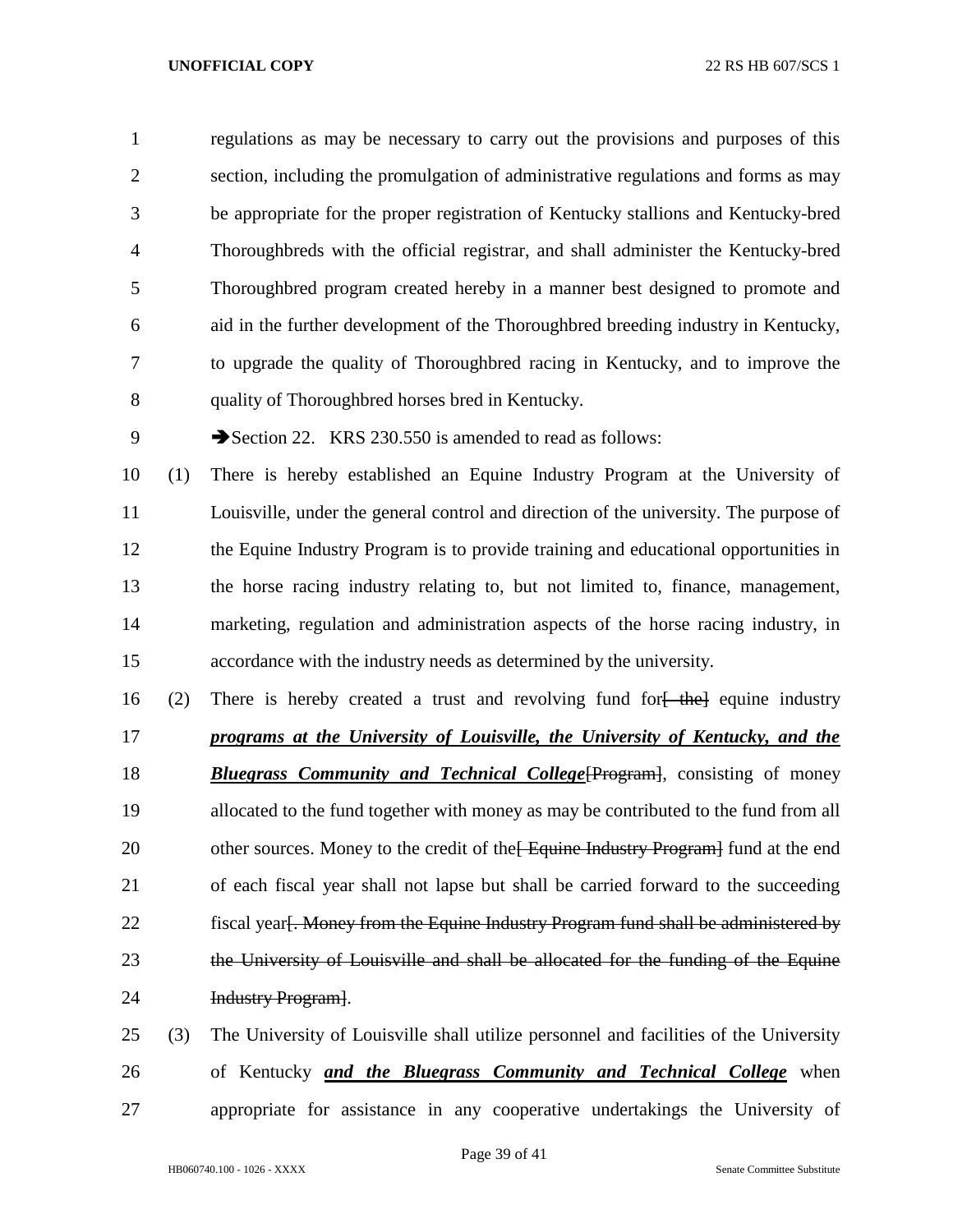regulations as may be necessary to carry out the provisions and purposes of this section, including the promulgation of administrative regulations and forms as may be appropriate for the proper registration of Kentucky stallions and Kentucky-bred Thoroughbreds with the official registrar, and shall administer the Kentucky-bred Thoroughbred program created hereby in a manner best designed to promote and aid in the further development of the Thoroughbred breeding industry in Kentucky, to upgrade the quality of Thoroughbred racing in Kentucky, and to improve the quality of Thoroughbred horses bred in Kentucky.

➔Section 22. KRS 230.550 is amended to read as follows:

(1) There is hereby established an Equine Industry Program at the University of Louisville, under the general control and direction of the university. The purpose of the Equine Industry Program is to provide training and educational opportunities in the horse racing industry relating to, but not limited to, finance, management, marketing, regulation and administration aspects of the horse racing industry, in accordance with the industry needs as determined by the university.

(2) There is hereby created a trust and revolving fund for~~[ the]~~ equine industry ***programs at the University of Louisville, the University of Kentucky, and the Bluegrass Community and Technical College***~~[Program]~~, consisting of money allocated to the fund together with money as may be contributed to the fund from all other sources. Money to the credit of the~~[ Equine Industry Program]~~ fund at the end of each fiscal year shall not lapse but shall be carried forward to the succeeding fiscal year~~[. Money from the Equine Industry Program fund shall be administered by the University of Louisville and shall be allocated for the funding of the Equine Industry Program]~~.

(3) The University of Louisville shall utilize personnel and facilities of the University of Kentucky ***and the Bluegrass Community and Technical College*** when appropriate for assistance in any cooperative undertakings the University of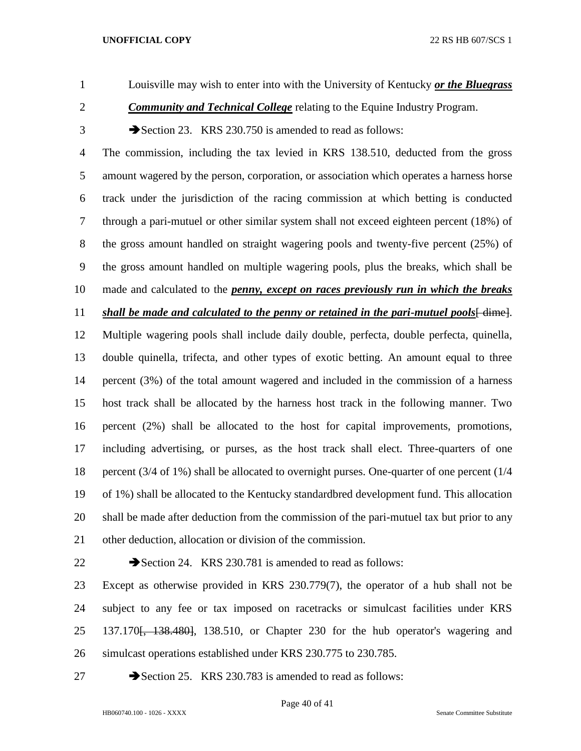Louisville may wish to enter into with the University of Kentucky ***or the Bluegrass Community and Technical College*** relating to the Equine Industry Program.

➔Section 23. KRS 230.750 is amended to read as follows:

The commission, including the tax levied in KRS 138.510, deducted from the gross amount wagered by the person, corporation, or association which operates a harness horse track under the jurisdiction of the racing commission at which betting is conducted through a pari-mutuel or other similar system shall not exceed eighteen percent (18%) of the gross amount handled on straight wagering pools and twenty-five percent (25%) of the gross amount handled on multiple wagering pools, plus the breaks, which shall be made and calculated to the ***penny, except on races previously run in which the breaks shall be made and calculated to the penny or retained in the pari-mutuel pools***[~~ dime~~]. Multiple wagering pools shall include daily double, perfecta, double perfecta, quinella, double quinella, trifecta, and other types of exotic betting. An amount equal to three percent (3%) of the total amount wagered and included in the commission of a harness host track shall be allocated by the harness host track in the following manner. Two percent (2%) shall be allocated to the host for capital improvements, promotions, including advertising, or purses, as the host track shall elect. Three-quarters of one percent (3/4 of 1%) shall be allocated to overnight purses. One-quarter of one percent (1/4 of 1%) shall be allocated to the Kentucky standardbred development fund. This allocation shall be made after deduction from the commission of the pari-mutuel tax but prior to any other deduction, allocation or division of the commission.

➔Section 24. KRS 230.781 is amended to read as follows:

Except as otherwise provided in KRS 230.779(7), the operator of a hub shall not be subject to any fee or tax imposed on racetracks or simulcast facilities under KRS 137.170[~~, 138.480~~], 138.510, or Chapter 230 for the hub operator's wagering and simulcast operations established under KRS 230.775 to 230.785.

➔Section 25. KRS 230.783 is amended to read as follows: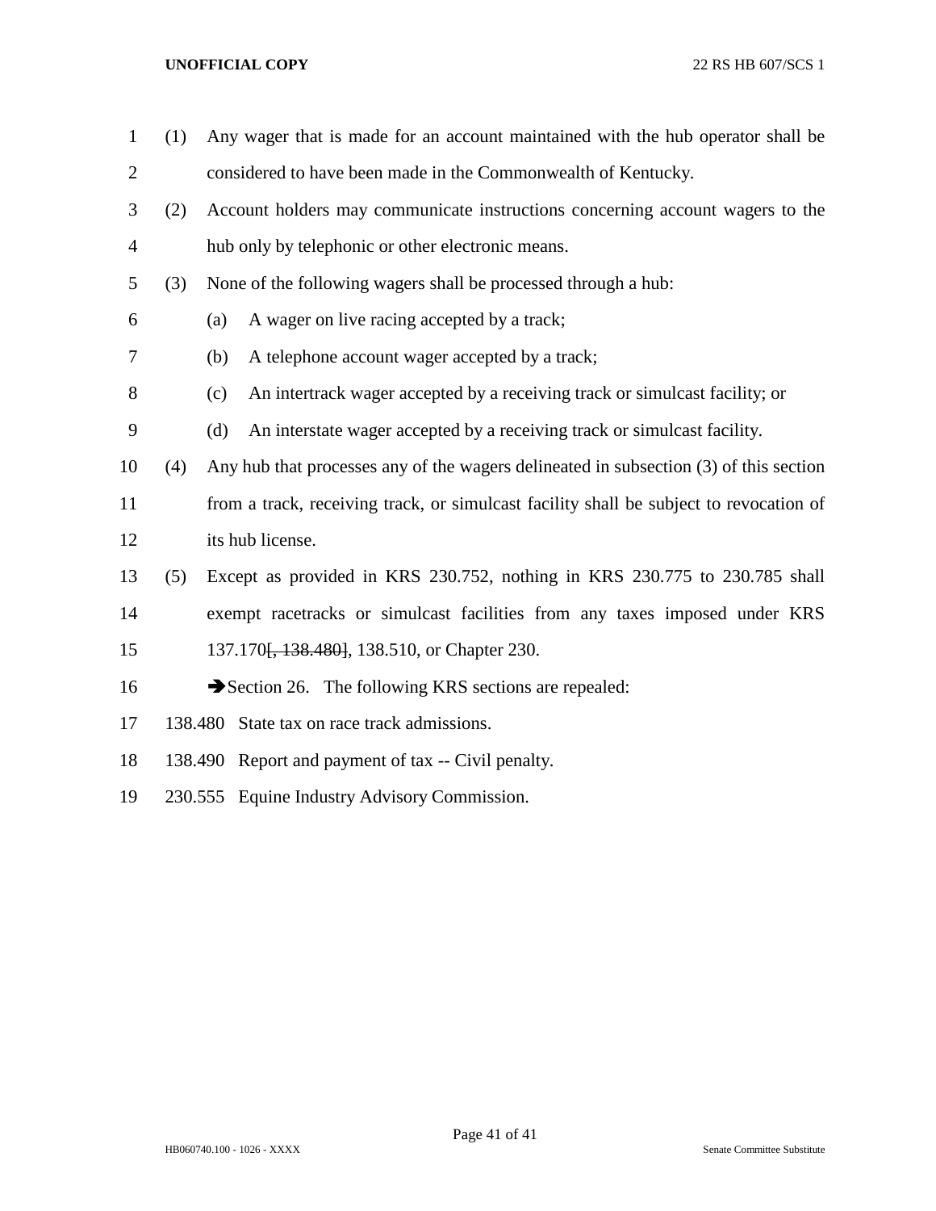(1) Any wager that is made for an account maintained with the hub operator shall be considered to have been made in the Commonwealth of Kentucky.

(2) Account holders may communicate instructions concerning account wagers to the hub only by telephonic or other electronic means.

(3) None of the following wagers shall be processed through a hub:

(a) A wager on live racing accepted by a track;

(b) A telephone account wager accepted by a track;

(c) An intertrack wager accepted by a receiving track or simulcast facility; or

(d) An interstate wager accepted by a receiving track or simulcast facility.

(4) Any hub that processes any of the wagers delineated in subsection (3) of this section from a track, receiving track, or simulcast facility shall be subject to revocation of its hub license.

(5) Except as provided in KRS 230.752, nothing in KRS 230.775 to 230.785 shall exempt racetracks or simulcast facilities from any taxes imposed under KRS 137.170~~[, 138.480]~~, 138.510, or Chapter 230.

➔Section 26. The following KRS sections are repealed:

138.480 State tax on race track admissions.

138.490 Report and payment of tax -- Civil penalty.

230.555 Equine Industry Advisory Commission.